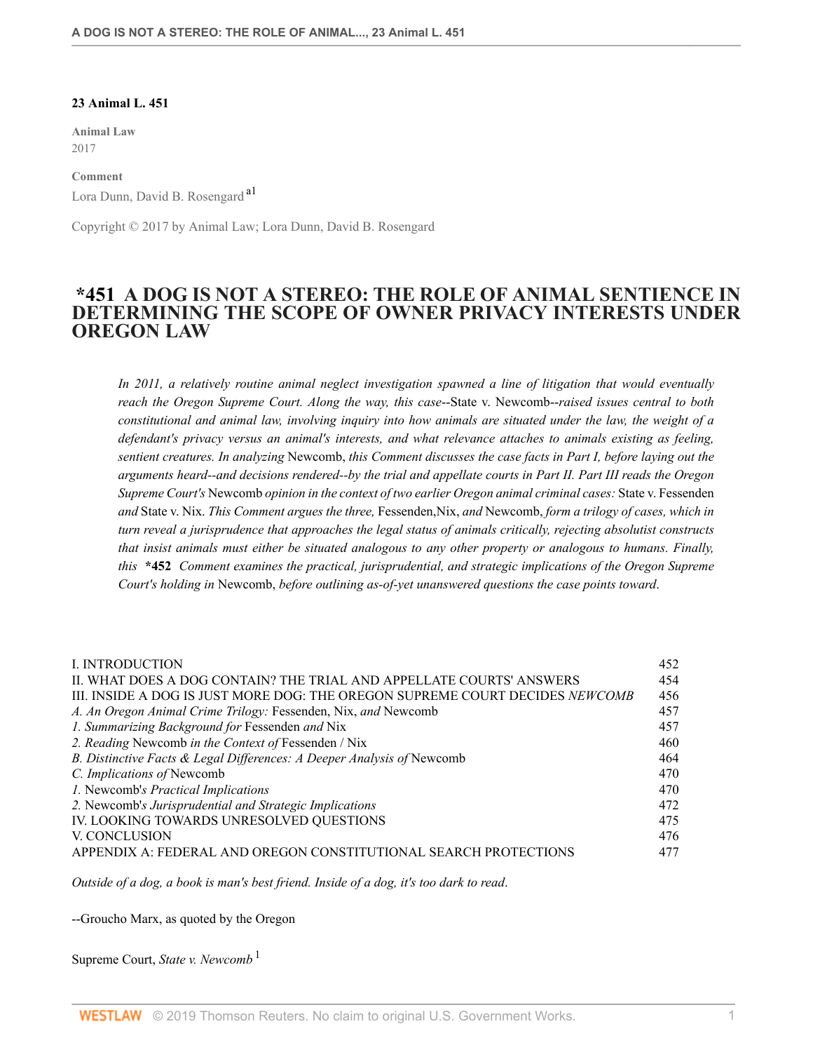**23 Animal L. 451**

**Animal Law**
2017

**Comment**
Lora Dunn, David B. Rosengard [a1]

Copyright © 2017 by Animal Law; Lora Dunn, David B. Rosengard

# *451 A DOG IS NOT A STEREO: THE ROLE OF ANIMAL SENTIENCE IN DETERMINING THE SCOPE OF OWNER PRIVACY INTERESTS UNDER OREGON LAW

> *In 2011, a relatively routine animal neglect investigation spawned a line of litigation that would eventually reach the Oregon Supreme Court. Along the way, this case--*State v. Newcomb*--raised issues central to both constitutional and animal law, involving inquiry into how animals are situated under the law, the weight of a defendant's privacy versus an animal's interests, and what relevance attaches to animals existing as feeling, sentient creatures. In analyzing* Newcomb, *this Comment discusses the case facts in Part I, before laying out the arguments heard--and decisions rendered--by the trial and appellate courts in Part II. Part III reads the Oregon Supreme Court's* Newcomb *opinion in the context of two earlier Oregon animal criminal cases:* State v. Fessenden *and* State v. Nix. *This Comment argues the three,* Fessenden,Nix, *and* Newcomb, *form a trilogy of cases, which in turn reveal a jurisprudence that approaches the legal status of animals critically, rejecting absolutist constructs that insist animals must either be situated analogous to any other property or analogous to humans. Finally, this* **\*452** *Comment examines the practical, jurisprudential, and strategic implications of the Oregon Supreme Court's holding in* Newcomb, *before outlining as-of-yet unanswered questions the case points toward.*

| | |
|---|---|
| I. INTRODUCTION | 452 |
| II. WHAT DOES A DOG CONTAIN? THE TRIAL AND APPELLATE COURTS' ANSWERS | 454 |
| III. INSIDE A DOG IS JUST MORE DOG: THE OREGON SUPREME COURT DECIDES *NEWCOMB* | 456 |
| *A. An Oregon Animal Crime Trilogy:* Fessenden, Nix, *and* Newcomb | 457 |
| *1. Summarizing Background for* Fessenden *and* Nix | 457 |
| *2. Reading* Newcomb *in the Context of* Fessenden / Nix | 460 |
| *B. Distinctive Facts & Legal Differences: A Deeper Analysis of* Newcomb | 464 |
| *C. Implications of* Newcomb | 470 |
| *1.* Newcomb*'s Practical Implications* | 470 |
| *2.* Newcomb*'s Jurisprudential and Strategic Implications* | 472 |
| IV. LOOKING TOWARDS UNRESOLVED QUESTIONS | 475 |
| V. CONCLUSION | 476 |
| APPENDIX A: FEDERAL AND OREGON CONSTITUTIONAL SEARCH PROTECTIONS | 477 |

*Outside of a dog, a book is man's best friend. Inside of a dog, it's too dark to read.*

--Groucho Marx, as quoted by the Oregon

Supreme Court, *State v. Newcomb* [1]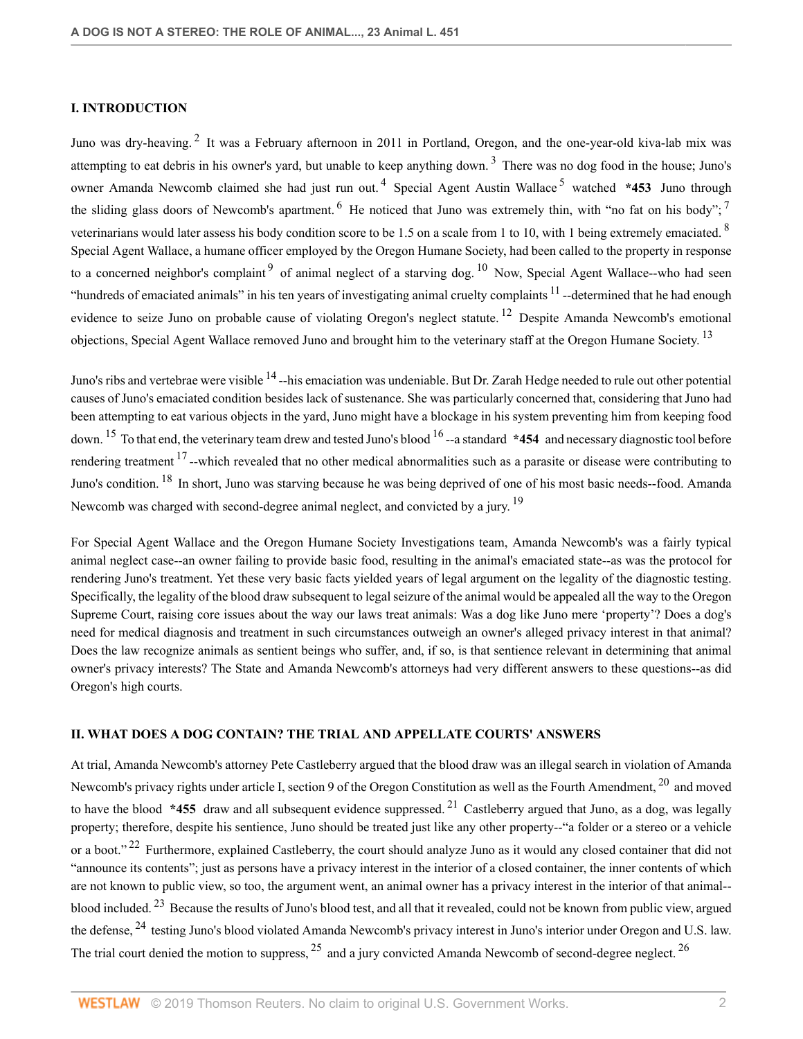## I. INTRODUCTION

Juno was dry-heaving.[2] It was a February afternoon in 2011 in Portland, Oregon, and the one-year-old kiva-lab mix was attempting to eat debris in his owner's yard, but unable to keep anything down.[3] There was no dog food in the house; Juno's owner Amanda Newcomb claimed she had just run out.[4] Special Agent Austin Wallace[5] watched **\*453** Juno through the sliding glass doors of Newcomb's apartment.[6] He noticed that Juno was extremely thin, with "no fat on his body";[7] veterinarians would later assess his body condition score to be 1.5 on a scale from 1 to 10, with 1 being extremely emaciated.[8] Special Agent Wallace, a humane officer employed by the Oregon Humane Society, had been called to the property in response to a concerned neighbor's complaint[9] of animal neglect of a starving dog.[10] Now, Special Agent Wallace--who had seen "hundreds of emaciated animals" in his ten years of investigating animal cruelty complaints[11]--determined that he had enough evidence to seize Juno on probable cause of violating Oregon's neglect statute.[12] Despite Amanda Newcomb's emotional objections, Special Agent Wallace removed Juno and brought him to the veterinary staff at the Oregon Humane Society.[13]

Juno's ribs and vertebrae were visible[14]--his emaciation was undeniable. But Dr. Zarah Hedge needed to rule out other potential causes of Juno's emaciated condition besides lack of sustenance. She was particularly concerned that, considering that Juno had been attempting to eat various objects in the yard, Juno might have a blockage in his system preventing him from keeping food down.[15] To that end, the veterinary team drew and tested Juno's blood[16]--a standard **\*454** and necessary diagnostic tool before rendering treatment[17]--which revealed that no other medical abnormalities such as a parasite or disease were contributing to Juno's condition.[18] In short, Juno was starving because he was being deprived of one of his most basic needs--food. Amanda Newcomb was charged with second-degree animal neglect, and convicted by a jury.[19]

For Special Agent Wallace and the Oregon Humane Society Investigations team, Amanda Newcomb's was a fairly typical animal neglect case--an owner failing to provide basic food, resulting in the animal's emaciated state--as was the protocol for rendering Juno's treatment. Yet these very basic facts yielded years of legal argument on the legality of the diagnostic testing. Specifically, the legality of the blood draw subsequent to legal seizure of the animal would be appealed all the way to the Oregon Supreme Court, raising core issues about the way our laws treat animals: Was a dog like Juno mere 'property'? Does a dog's need for medical diagnosis and treatment in such circumstances outweigh an owner's alleged privacy interest in that animal? Does the law recognize animals as sentient beings who suffer, and, if so, is that sentience relevant in determining that animal owner's privacy interests? The State and Amanda Newcomb's attorneys had very different answers to these questions--as did Oregon's high courts.

## II. WHAT DOES A DOG CONTAIN? THE TRIAL AND APPELLATE COURTS' ANSWERS

At trial, Amanda Newcomb's attorney Pete Castleberry argued that the blood draw was an illegal search in violation of Amanda Newcomb's privacy rights under article I, section 9 of the Oregon Constitution as well as the Fourth Amendment,[20] and moved to have the blood **\*455** draw and all subsequent evidence suppressed.[21] Castleberry argued that Juno, as a dog, was legally property; therefore, despite his sentience, Juno should be treated just like any other property--"a folder or a stereo or a vehicle or a boot."[22] Furthermore, explained Castleberry, the court should analyze Juno as it would any closed container that did not "announce its contents"; just as persons have a privacy interest in the interior of a closed container, the inner contents of which are not known to public view, so too, the argument went, an animal owner has a privacy interest in the interior of that animal--blood included.[23] Because the results of Juno's blood test, and all that it revealed, could not be known from public view, argued the defense,[24] testing Juno's blood violated Amanda Newcomb's privacy interest in Juno's interior under Oregon and U.S. law. The trial court denied the motion to suppress,[25] and a jury convicted Amanda Newcomb of second-degree neglect.[26]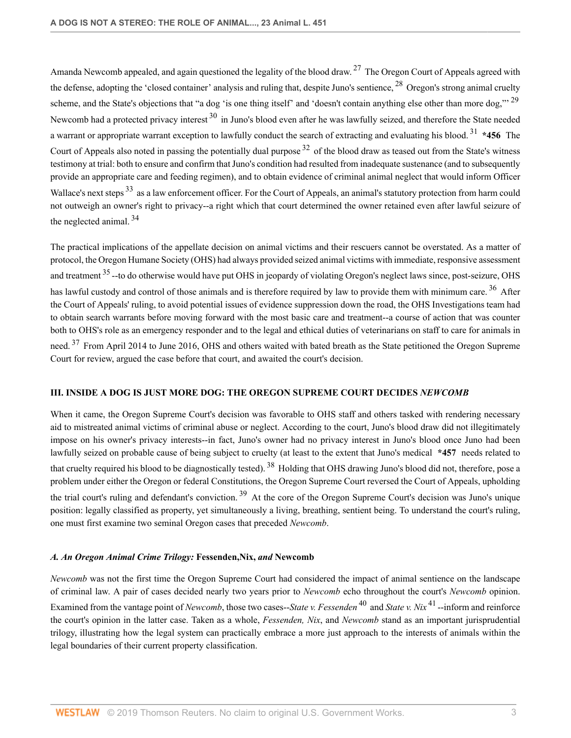Amanda Newcomb appealed, and again questioned the legality of the blood draw.[27] The Oregon Court of Appeals agreed with the defense, adopting the 'closed container' analysis and ruling that, despite Juno's sentience,[28] Oregon's strong animal cruelty scheme, and the State's objections that "a dog 'is one thing itself' and 'doesn't contain anything else other than more dog,'"[29] Newcomb had a protected privacy interest[30] in Juno's blood even after he was lawfully seized, and therefore the State needed a warrant or appropriate warrant exception to lawfully conduct the search of extracting and evaluating his blood.[31] **\*456** The Court of Appeals also noted in passing the potentially dual purpose[32] of the blood draw as teased out from the State's witness testimony at trial: both to ensure and confirm that Juno's condition had resulted from inadequate sustenance (and to subsequently provide an appropriate care and feeding regimen), and to obtain evidence of criminal animal neglect that would inform Officer Wallace's next steps[33] as a law enforcement officer. For the Court of Appeals, an animal's statutory protection from harm could not outweigh an owner's right to privacy--a right which that court determined the owner retained even after lawful seizure of the neglected animal.[34]

The practical implications of the appellate decision on animal victims and their rescuers cannot be overstated. As a matter of protocol, the Oregon Humane Society (OHS) had always provided seized animal victims with immediate, responsive assessment and treatment[35]--to do otherwise would have put OHS in jeopardy of violating Oregon's neglect laws since, post-seizure, OHS has lawful custody and control of those animals and is therefore required by law to provide them with minimum care.[36] After the Court of Appeals' ruling, to avoid potential issues of evidence suppression down the road, the OHS Investigations team had to obtain search warrants before moving forward with the most basic care and treatment--a course of action that was counter both to OHS's role as an emergency responder and to the legal and ethical duties of veterinarians on staff to care for animals in need.[37] From April 2014 to June 2016, OHS and others waited with bated breath as the State petitioned the Oregon Supreme Court for review, argued the case before that court, and awaited the court's decision.

### III. INSIDE A DOG IS JUST MORE DOG: THE OREGON SUPREME COURT DECIDES *NEWCOMB*

When it came, the Oregon Supreme Court's decision was favorable to OHS staff and others tasked with rendering necessary aid to mistreated animal victims of criminal abuse or neglect. According to the court, Juno's blood draw did not illegitimately impose on his owner's privacy interests--in fact, Juno's owner had no privacy interest in Juno's blood once Juno had been lawfully seized on probable cause of being subject to cruelty (at least to the extent that Juno's medical **\*457** needs related to that cruelty required his blood to be diagnostically tested).[38] Holding that OHS drawing Juno's blood did not, therefore, pose a problem under either the Oregon or federal Constitutions, the Oregon Supreme Court reversed the Court of Appeals, upholding the trial court's ruling and defendant's conviction.[39] At the core of the Oregon Supreme Court's decision was Juno's unique position: legally classified as property, yet simultaneously a living, breathing, sentient being. To understand the court's ruling, one must first examine two seminal Oregon cases that preceded *Newcomb*.

#### *A. An Oregon Animal Crime Trilogy:* **Fessenden, Nix,** *and* **Newcomb**

*Newcomb* was not the first time the Oregon Supreme Court had considered the impact of animal sentience on the landscape of criminal law. A pair of cases decided nearly two years prior to *Newcomb* echo throughout the court's *Newcomb* opinion. Examined from the vantage point of *Newcomb*, those two cases--*State v. Fessenden*[40] and *State v. Nix*[41]--inform and reinforce the court's opinion in the latter case. Taken as a whole, *Fessenden, Nix*, and *Newcomb* stand as an important jurisprudential trilogy, illustrating how the legal system can practically embrace a more just approach to the interests of animals within the legal boundaries of their current property classification.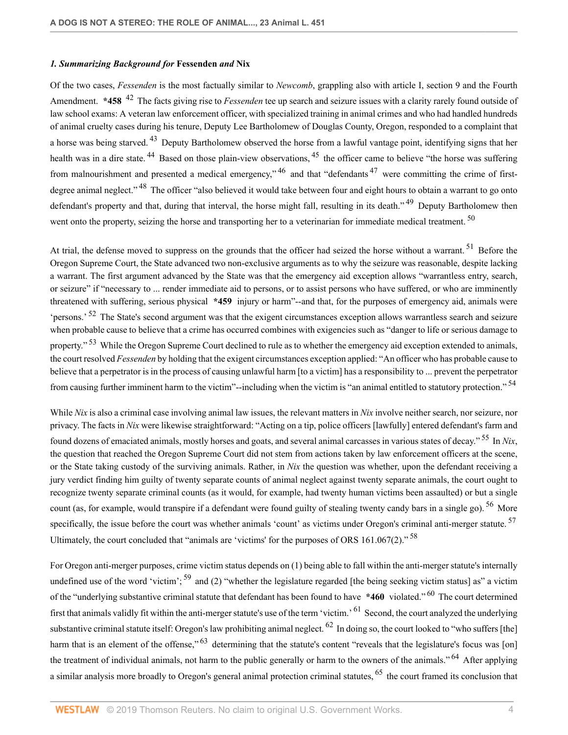### *1. Summarizing Background for* **Fessenden** *and* **Nix**

Of the two cases, *Fessenden* is the most factually similar to *Newcomb*, grappling also with article I, section 9 and the Fourth Amendment. **\*458** [42] The facts giving rise to *Fessenden* tee up search and seizure issues with a clarity rarely found outside of law school exams: A veteran law enforcement officer, with specialized training in animal crimes and who had handled hundreds of animal cruelty cases during his tenure, Deputy Lee Bartholomew of Douglas County, Oregon, responded to a complaint that a horse was being starved. [43] Deputy Bartholomew observed the horse from a lawful vantage point, identifying signs that her health was in a dire state. [44] Based on those plain-view observations, [45] the officer came to believe "the horse was suffering from malnourishment and presented a medical emergency," [46] and that "defendants [47] were committing the crime of first-degree animal neglect." [48] The officer "also believed it would take between four and eight hours to obtain a warrant to go onto defendant's property and that, during that interval, the horse might fall, resulting in its death." [49] Deputy Bartholomew then went onto the property, seizing the horse and transporting her to a veterinarian for immediate medical treatment. [50]

At trial, the defense moved to suppress on the grounds that the officer had seized the horse without a warrant. [51] Before the Oregon Supreme Court, the State advanced two non-exclusive arguments as to why the seizure was reasonable, despite lacking a warrant. The first argument advanced by the State was that the emergency aid exception allows "warrantless entry, search, or seizure" if "necessary to ... render immediate aid to persons, or to assist persons who have suffered, or who are imminently threatened with suffering, serious physical **\*459** injury or harm"--and that, for the purposes of emergency aid, animals were 'persons.' [52] The State's second argument was that the exigent circumstances exception allows warrantless search and seizure when probable cause to believe that a crime has occurred combines with exigencies such as "danger to life or serious damage to property." [53] While the Oregon Supreme Court declined to rule as to whether the emergency aid exception extended to animals, the court resolved *Fessenden* by holding that the exigent circumstances exception applied: "An officer who has probable cause to believe that a perpetrator is in the process of causing unlawful harm [to a victim] has a responsibility to ... prevent the perpetrator from causing further imminent harm to the victim"--including when the victim is "an animal entitled to statutory protection." [54]

While *Nix* is also a criminal case involving animal law issues, the relevant matters in *Nix* involve neither search, nor seizure, nor privacy. The facts in *Nix* were likewise straightforward: "Acting on a tip, police officers [lawfully] entered defendant's farm and found dozens of emaciated animals, mostly horses and goats, and several animal carcasses in various states of decay." [55] In *Nix*, the question that reached the Oregon Supreme Court did not stem from actions taken by law enforcement officers at the scene, or the State taking custody of the surviving animals. Rather, in *Nix* the question was whether, upon the defendant receiving a jury verdict finding him guilty of twenty separate counts of animal neglect against twenty separate animals, the court ought to recognize twenty separate criminal counts (as it would, for example, had twenty human victims been assaulted) or but a single count (as, for example, would transpire if a defendant were found guilty of stealing twenty candy bars in a single go). [56] More specifically, the issue before the court was whether animals 'count' as victims under Oregon's criminal anti-merger statute. [57] Ultimately, the court concluded that "animals are 'victims' for the purposes of ORS 161.067(2)." [58]

For Oregon anti-merger purposes, crime victim status depends on (1) being able to fall within the anti-merger statute's internally undefined use of the word 'victim'; [59] and (2) "whether the legislature regarded [the being seeking victim status] as" a victim of the "underlying substantive criminal statute that defendant has been found to have **\*460** violated." [60] The court determined first that animals validly fit within the anti-merger statute's use of the term 'victim.' [61] Second, the court analyzed the underlying substantive criminal statute itself: Oregon's law prohibiting animal neglect. [62] In doing so, the court looked to "who suffers [the] harm that is an element of the offense," [63] determining that the statute's content "reveals that the legislature's focus was [on] the treatment of individual animals, not harm to the public generally or harm to the owners of the animals." [64] After applying a similar analysis more broadly to Oregon's general animal protection criminal statutes, [65] the court framed its conclusion that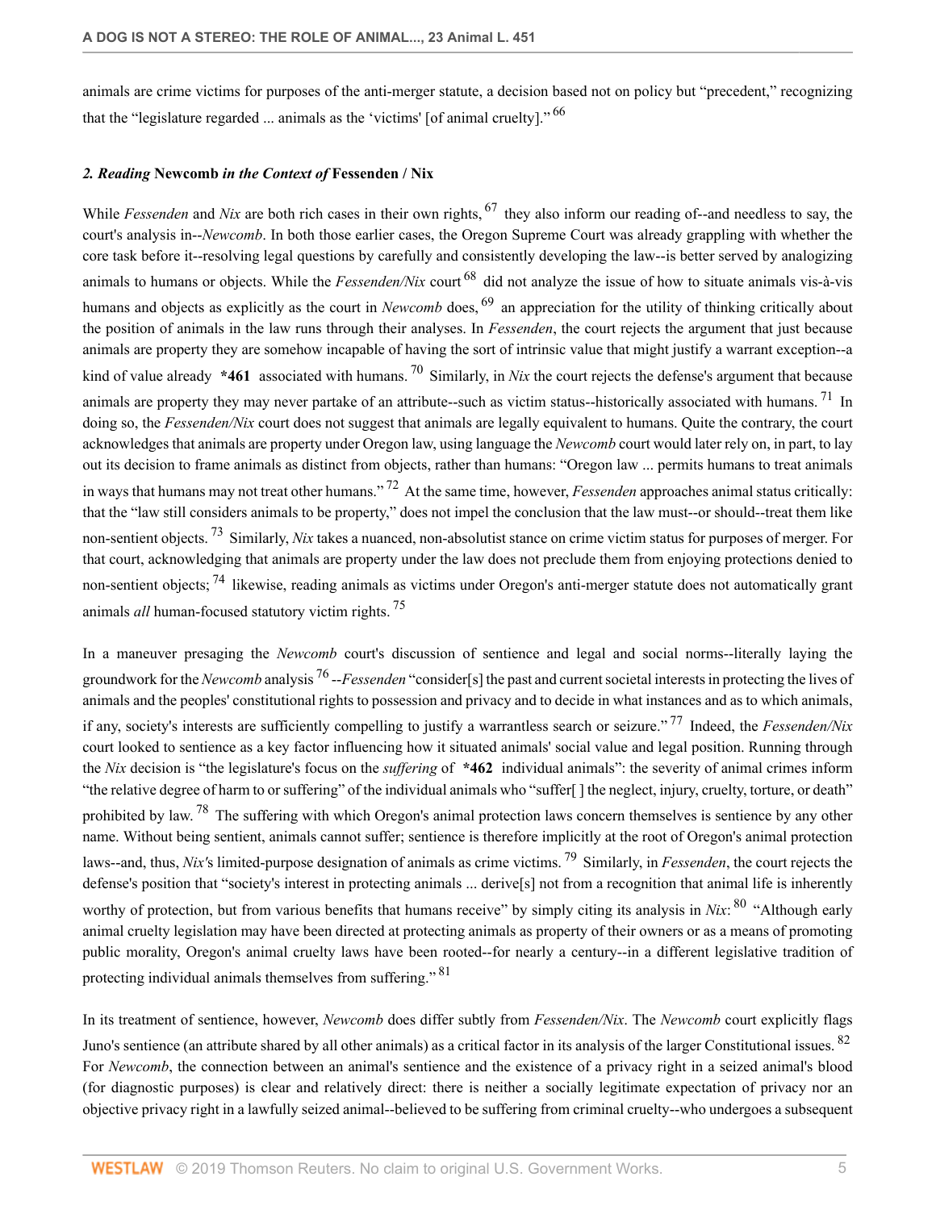animals are crime victims for purposes of the anti-merger statute, a decision based not on policy but "precedent," recognizing that the "legislature regarded ... animals as the 'victims' [of animal cruelty]." [66]

### *2. Reading* Newcomb *in the Context of* Fessenden / Nix

While *Fessenden* and *Nix* are both rich cases in their own rights, [67] they also inform our reading of--and needless to say, the court's analysis in--*Newcomb*. In both those earlier cases, the Oregon Supreme Court was already grappling with whether the core task before it--resolving legal questions by carefully and consistently developing the law--is better served by analogizing animals to humans or objects. While the *Fessenden/Nix* court [68] did not analyze the issue of how to situate animals vis-à-vis humans and objects as explicitly as the court in *Newcomb* does, [69] an appreciation for the utility of thinking critically about the position of animals in the law runs through their analyses. In *Fessenden*, the court rejects the argument that just because animals are property they are somehow incapable of having the sort of intrinsic value that might justify a warrant exception--a kind of value already **\*461** associated with humans. [70] Similarly, in *Nix* the court rejects the defense's argument that because animals are property they may never partake of an attribute--such as victim status--historically associated with humans. [71] In doing so, the *Fessenden/Nix* court does not suggest that animals are legally equivalent to humans. Quite the contrary, the court acknowledges that animals are property under Oregon law, using language the *Newcomb* court would later rely on, in part, to lay out its decision to frame animals as distinct from objects, rather than humans: "Oregon law ... permits humans to treat animals in ways that humans may not treat other humans." [72] At the same time, however, *Fessenden* approaches animal status critically: that the "law still considers animals to be property," does not impel the conclusion that the law must--or should--treat them like non-sentient objects. [73] Similarly, *Nix* takes a nuanced, non-absolutist stance on crime victim status for purposes of merger. For that court, acknowledging that animals are property under the law does not preclude them from enjoying protections denied to non-sentient objects; [74] likewise, reading animals as victims under Oregon's anti-merger statute does not automatically grant animals *all* human-focused statutory victim rights. [75]

In a maneuver presaging the *Newcomb* court's discussion of sentience and legal and social norms--literally laying the groundwork for the *Newcomb* analysis [76] --*Fessenden* "consider[s] the past and current societal interests in protecting the lives of animals and the peoples' constitutional rights to possession and privacy and to decide in what instances and as to which animals, if any, society's interests are sufficiently compelling to justify a warrantless search or seizure." [77] Indeed, the *Fessenden/Nix* court looked to sentience as a key factor influencing how it situated animals' social value and legal position. Running through the *Nix* decision is "the legislature's focus on the *suffering* of **\*462** individual animals": the severity of animal crimes inform "the relative degree of harm to or suffering" of the individual animals who "suffer[ ] the neglect, injury, cruelty, torture, or death" prohibited by law. [78] The suffering with which Oregon's animal protection laws concern themselves is sentience by any other name. Without being sentient, animals cannot suffer; sentience is therefore implicitly at the root of Oregon's animal protection laws--and, thus, *Nix'*s limited-purpose designation of animals as crime victims. [79] Similarly, in *Fessenden*, the court rejects the defense's position that "society's interest in protecting animals ... derive[s] not from a recognition that animal life is inherently worthy of protection, but from various benefits that humans receive" by simply citing its analysis in *Nix*: [80] "Although early animal cruelty legislation may have been directed at protecting animals as property of their owners or as a means of promoting public morality, Oregon's animal cruelty laws have been rooted--for nearly a century--in a different legislative tradition of protecting individual animals themselves from suffering." [81]

In its treatment of sentience, however, *Newcomb* does differ subtly from *Fessenden/Nix*. The *Newcomb* court explicitly flags Juno's sentience (an attribute shared by all other animals) as a critical factor in its analysis of the larger Constitutional issues. [82] For *Newcomb*, the connection between an animal's sentience and the existence of a privacy right in a seized animal's blood (for diagnostic purposes) is clear and relatively direct: there is neither a socially legitimate expectation of privacy nor an objective privacy right in a lawfully seized animal--believed to be suffering from criminal cruelty--who undergoes a subsequent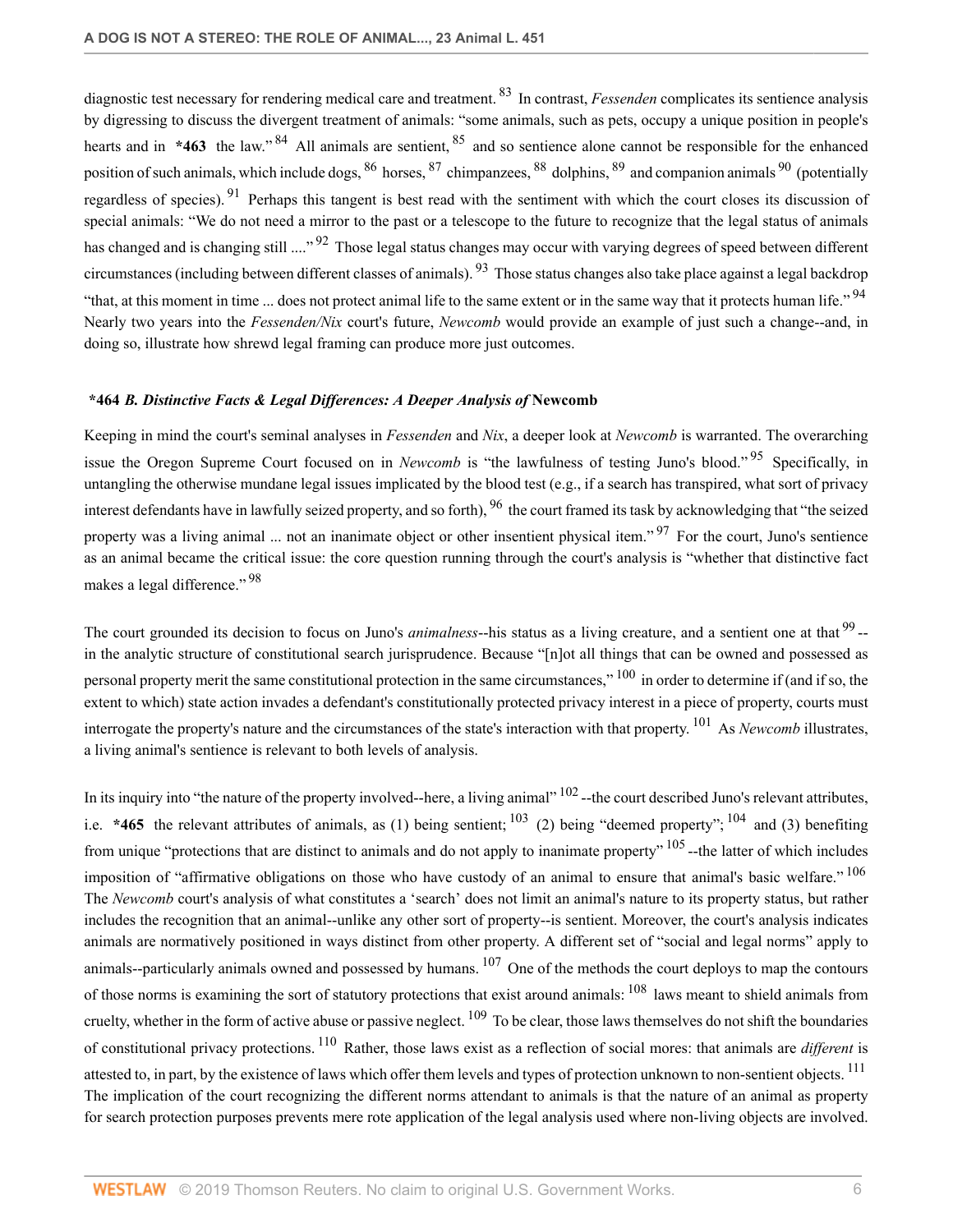diagnostic test necessary for rendering medical care and treatment. [83] In contrast, *Fessenden* complicates its sentience analysis by digressing to discuss the divergent treatment of animals: "some animals, such as pets, occupy a unique position in people's hearts and in **\*463** the law." [84] All animals are sentient, [85] and so sentience alone cannot be responsible for the enhanced position of such animals, which include dogs, [86] horses, [87] chimpanzees, [88] dolphins, [89] and companion animals [90] (potentially regardless of species). [91] Perhaps this tangent is best read with the sentiment with which the court closes its discussion of special animals: "We do not need a mirror to the past or a telescope to the future to recognize that the legal status of animals has changed and is changing still ...." [92] Those legal status changes may occur with varying degrees of speed between different circumstances (including between different classes of animals). [93] Those status changes also take place against a legal backdrop "that, at this moment in time ... does not protect animal life to the same extent or in the same way that it protects human life." [94] Nearly two years into the *Fessenden/Nix* court's future, *Newcomb* would provide an example of just such a change--and, in doing so, illustrate how shrewd legal framing can produce more just outcomes.

### **\*464** *B. Distinctive Facts & Legal Differences: A Deeper Analysis of* **Newcomb**

Keeping in mind the court's seminal analyses in *Fessenden* and *Nix*, a deeper look at *Newcomb* is warranted. The overarching issue the Oregon Supreme Court focused on in *Newcomb* is "the lawfulness of testing Juno's blood." [95] Specifically, in untangling the otherwise mundane legal issues implicated by the blood test (e.g., if a search has transpired, what sort of privacy interest defendants have in lawfully seized property, and so forth), [96] the court framed its task by acknowledging that "the seized property was a living animal ... not an inanimate object or other insentient physical item." [97] For the court, Juno's sentience as an animal became the critical issue: the core question running through the court's analysis is "whether that distinctive fact makes a legal difference." [98]

The court grounded its decision to focus on Juno's *animalness*--his status as a living creature, and a sentient one at that [99] --in the analytic structure of constitutional search jurisprudence. Because "[n]ot all things that can be owned and possessed as personal property merit the same constitutional protection in the same circumstances," [100] in order to determine if (and if so, the extent to which) state action invades a defendant's constitutionally protected privacy interest in a piece of property, courts must interrogate the property's nature and the circumstances of the state's interaction with that property. [101] As *Newcomb* illustrates, a living animal's sentience is relevant to both levels of analysis.

In its inquiry into "the nature of the property involved--here, a living animal" [102] --the court described Juno's relevant attributes, i.e. **\*465** the relevant attributes of animals, as (1) being sentient; [103] (2) being "deemed property"; [104] and (3) benefiting from unique "protections that are distinct to animals and do not apply to inanimate property" [105] --the latter of which includes imposition of "affirmative obligations on those who have custody of an animal to ensure that animal's basic welfare." [106] The *Newcomb* court's analysis of what constitutes a 'search' does not limit an animal's nature to its property status, but rather includes the recognition that an animal--unlike any other sort of property--is sentient. Moreover, the court's analysis indicates animals are normatively positioned in ways distinct from other property. A different set of "social and legal norms" apply to animals--particularly animals owned and possessed by humans. [107] One of the methods the court deploys to map the contours of those norms is examining the sort of statutory protections that exist around animals: [108] laws meant to shield animals from cruelty, whether in the form of active abuse or passive neglect. [109] To be clear, those laws themselves do not shift the boundaries of constitutional privacy protections. [110] Rather, those laws exist as a reflection of social mores: that animals are *different* is attested to, in part, by the existence of laws which offer them levels and types of protection unknown to non-sentient objects. [111] The implication of the court recognizing the different norms attendant to animals is that the nature of an animal as property for search protection purposes prevents mere rote application of the legal analysis used where non-living objects are involved.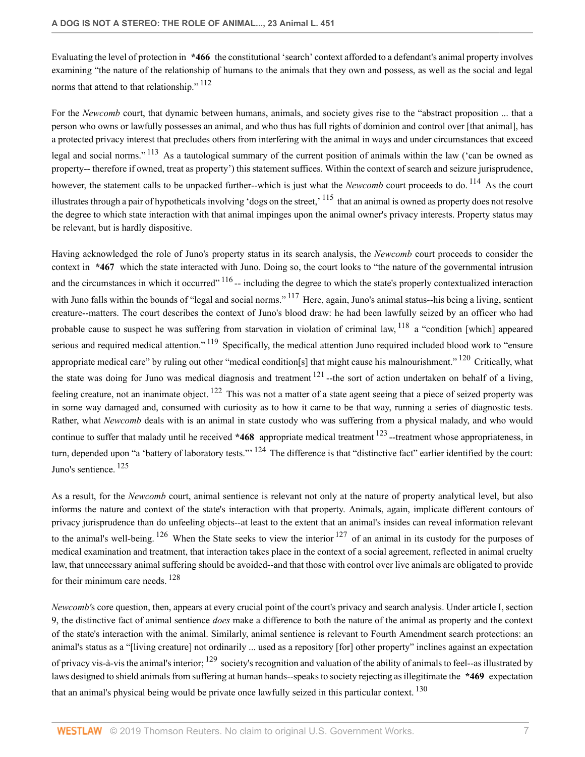Evaluating the level of protection in **\*466** the constitutional 'search' context afforded to a defendant's animal property involves examining "the nature of the relationship of humans to the animals that they own and possess, as well as the social and legal norms that attend to that relationship." [112]

For the *Newcomb* court, that dynamic between humans, animals, and society gives rise to the "abstract proposition ... that a person who owns or lawfully possesses an animal, and who thus has full rights of dominion and control over [that animal], has a protected privacy interest that precludes others from interfering with the animal in ways and under circumstances that exceed legal and social norms." [113] As a tautological summary of the current position of animals within the law ('can be owned as property-- therefore if owned, treat as property') this statement suffices. Within the context of search and seizure jurisprudence, however, the statement calls to be unpacked further--which is just what the *Newcomb* court proceeds to do. [114] As the court illustrates through a pair of hypotheticals involving 'dogs on the street,' [115] that an animal is owned as property does not resolve the degree to which state interaction with that animal impinges upon the animal owner's privacy interests. Property status may be relevant, but is hardly dispositive.

Having acknowledged the role of Juno's property status in its search analysis, the *Newcomb* court proceeds to consider the context in **\*467** which the state interacted with Juno. Doing so, the court looks to "the nature of the governmental intrusion and the circumstances in which it occurred" [116] -- including the degree to which the state's properly contextualized interaction with Juno falls within the bounds of "legal and social norms." [117] Here, again, Juno's animal status--his being a living, sentient creature--matters. The court describes the context of Juno's blood draw: he had been lawfully seized by an officer who had probable cause to suspect he was suffering from starvation in violation of criminal law, [118] a "condition [which] appeared serious and required medical attention." [119] Specifically, the medical attention Juno required included blood work to "ensure appropriate medical care" by ruling out other "medical condition[s] that might cause his malnourishment." [120] Critically, what the state was doing for Juno was medical diagnosis and treatment [121] --the sort of action undertaken on behalf of a living, feeling creature, not an inanimate object. [122] This was not a matter of a state agent seeing that a piece of seized property was in some way damaged and, consumed with curiosity as to how it came to be that way, running a series of diagnostic tests. Rather, what *Newcomb* deals with is an animal in state custody who was suffering from a physical malady, and who would continue to suffer that malady until he received **\*468** appropriate medical treatment [123] --treatment whose appropriateness, in turn, depended upon "a 'battery of laboratory tests."' [124] The difference is that "distinctive fact" earlier identified by the court: Juno's sentience. [125]

As a result, for the *Newcomb* court, animal sentience is relevant not only at the nature of property analytical level, but also informs the nature and context of the state's interaction with that property. Animals, again, implicate different contours of privacy jurisprudence than do unfeeling objects--at least to the extent that an animal's insides can reveal information relevant to the animal's well-being. [126] When the State seeks to view the interior [127] of an animal in its custody for the purposes of medical examination and treatment, that interaction takes place in the context of a social agreement, reflected in animal cruelty law, that unnecessary animal suffering should be avoided--and that those with control over live animals are obligated to provide for their minimum care needs. [128]

*Newcomb's* core question, then, appears at every crucial point of the court's privacy and search analysis. Under article I, section 9, the distinctive fact of animal sentience *does* make a difference to both the nature of the animal as property and the context of the state's interaction with the animal. Similarly, animal sentience is relevant to Fourth Amendment search protections: an animal's status as a "[living creature] not ordinarily ... used as a repository [for] other property" inclines against an expectation of privacy vis-à-vis the animal's interior; [129] society's recognition and valuation of the ability of animals to feel--as illustrated by laws designed to shield animals from suffering at human hands--speaks to society rejecting as illegitimate the **\*469** expectation that an animal's physical being would be private once lawfully seized in this particular context. [130]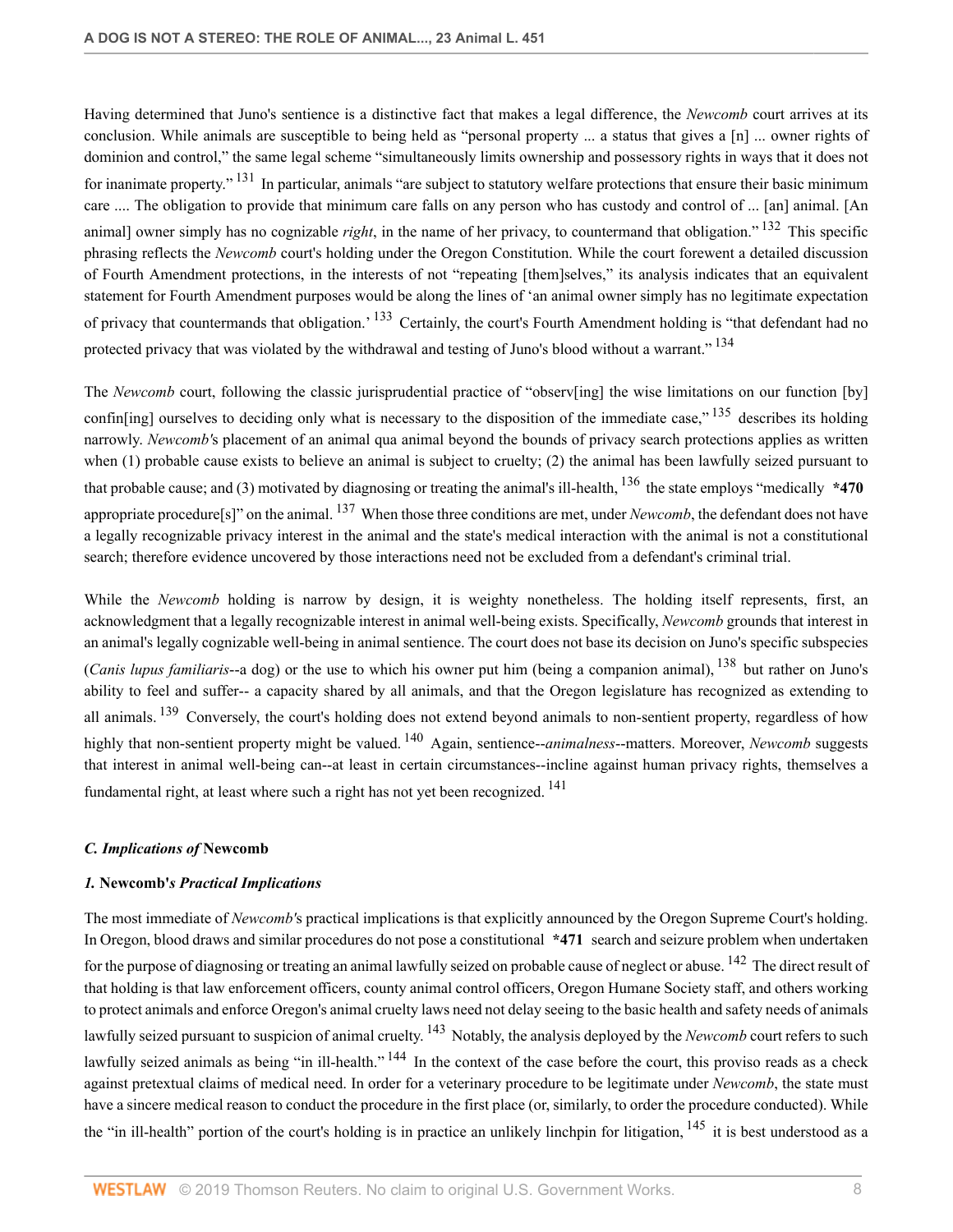Having determined that Juno's sentience is a distinctive fact that makes a legal difference, the *Newcomb* court arrives at its conclusion. While animals are susceptible to being held as "personal property ... a status that gives a [n] ... owner rights of dominion and control," the same legal scheme "simultaneously limits ownership and possessory rights in ways that it does not for inanimate property." [131] In particular, animals "are subject to statutory welfare protections that ensure their basic minimum care .... The obligation to provide that minimum care falls on any person who has custody and control of ... [an] animal. [An animal] owner simply has no cognizable *right*, in the name of her privacy, to countermand that obligation." [132] This specific phrasing reflects the *Newcomb* court's holding under the Oregon Constitution. While the court forewent a detailed discussion of Fourth Amendment protections, in the interests of not "repeating [them]selves," its analysis indicates that an equivalent statement for Fourth Amendment purposes would be along the lines of 'an animal owner simply has no legitimate expectation of privacy that countermands that obligation.' [133] Certainly, the court's Fourth Amendment holding is "that defendant had no protected privacy that was violated by the withdrawal and testing of Juno's blood without a warrant." [134]

The *Newcomb* court, following the classic jurisprudential practice of "observ[ing] the wise limitations on our function [by] confin[ing] ourselves to deciding only what is necessary to the disposition of the immediate case," [135] describes its holding narrowly. *Newcomb's* placement of an animal qua animal beyond the bounds of privacy search protections applies as written when (1) probable cause exists to believe an animal is subject to cruelty; (2) the animal has been lawfully seized pursuant to that probable cause; and (3) motivated by diagnosing or treating the animal's ill-health, [136] the state employs "medically **\*470** appropriate procedure[s]" on the animal. [137] When those three conditions are met, under *Newcomb*, the defendant does not have a legally recognizable privacy interest in the animal and the state's medical interaction with the animal is not a constitutional search; therefore evidence uncovered by those interactions need not be excluded from a defendant's criminal trial.

While the *Newcomb* holding is narrow by design, it is weighty nonetheless. The holding itself represents, first, an acknowledgment that a legally recognizable interest in animal well-being exists. Specifically, *Newcomb* grounds that interest in an animal's legally cognizable well-being in animal sentience. The court does not base its decision on Juno's specific subspecies (*Canis lupus familiaris*--a dog) or the use to which his owner put him (being a companion animal), [138] but rather on Juno's ability to feel and suffer-- a capacity shared by all animals, and that the Oregon legislature has recognized as extending to all animals. [139] Conversely, the court's holding does not extend beyond animals to non-sentient property, regardless of how highly that non-sentient property might be valued. [140] Again, sentience--*animalness*--matters. Moreover, *Newcomb* suggests that interest in animal well-being can--at least in certain circumstances--incline against human privacy rights, themselves a fundamental right, at least where such a right has not yet been recognized. [141]

### *C. Implications of* **Newcomb**

#### *1.* **Newcomb'***s Practical Implications*

The most immediate of *Newcomb's* practical implications is that explicitly announced by the Oregon Supreme Court's holding. In Oregon, blood draws and similar procedures do not pose a constitutional **\*471** search and seizure problem when undertaken for the purpose of diagnosing or treating an animal lawfully seized on probable cause of neglect or abuse. [142] The direct result of that holding is that law enforcement officers, county animal control officers, Oregon Humane Society staff, and others working to protect animals and enforce Oregon's animal cruelty laws need not delay seeing to the basic health and safety needs of animals lawfully seized pursuant to suspicion of animal cruelty. [143] Notably, the analysis deployed by the *Newcomb* court refers to such lawfully seized animals as being "in ill-health." [144] In the context of the case before the court, this proviso reads as a check against pretextual claims of medical need. In order for a veterinary procedure to be legitimate under *Newcomb*, the state must have a sincere medical reason to conduct the procedure in the first place (or, similarly, to order the procedure conducted). While the "in ill-health" portion of the court's holding is in practice an unlikely linchpin for litigation, [145] it is best understood as a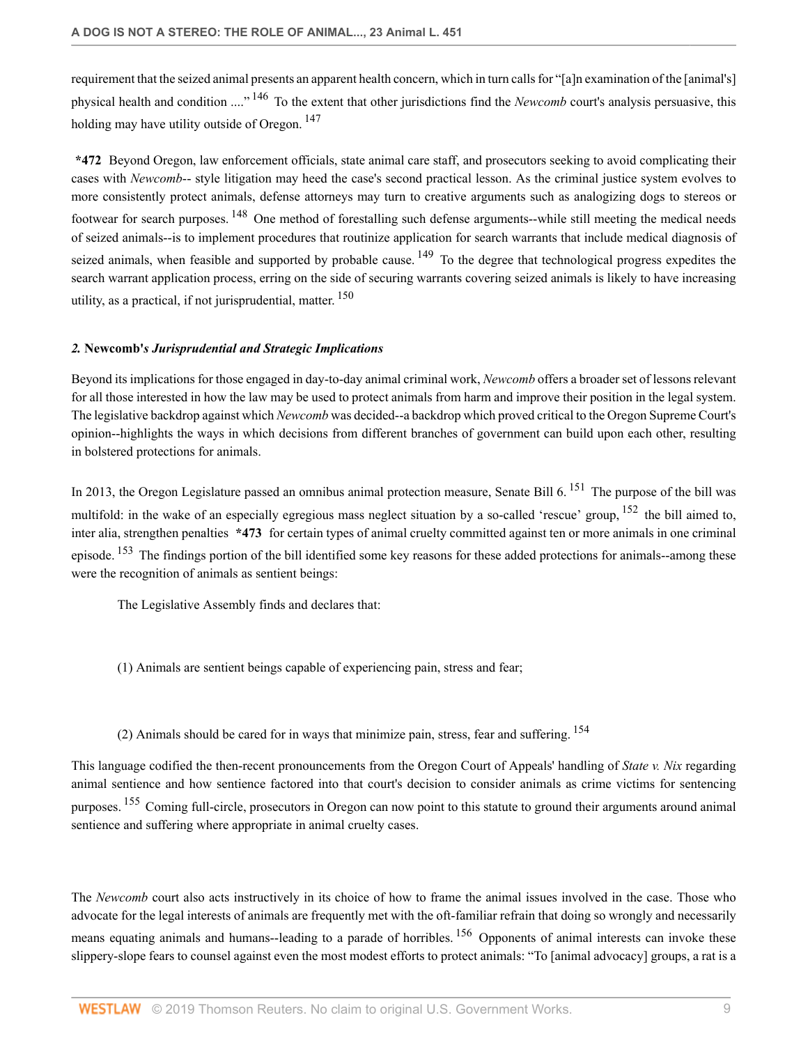requirement that the seized animal presents an apparent health concern, which in turn calls for "[a]n examination of the [animal's] physical health and condition ...."[146] To the extent that other jurisdictions find the *Newcomb* court's analysis persuasive, this holding may have utility outside of Oregon.[147]

**\*472** Beyond Oregon, law enforcement officials, state animal care staff, and prosecutors seeking to avoid complicating their cases with *Newcomb*-- style litigation may heed the case's second practical lesson. As the criminal justice system evolves to more consistently protect animals, defense attorneys may turn to creative arguments such as analogizing dogs to stereos or footwear for search purposes.[148] One method of forestalling such defense arguments--while still meeting the medical needs of seized animals--is to implement procedures that routinize application for search warrants that include medical diagnosis of seized animals, when feasible and supported by probable cause.[149] To the degree that technological progress expedites the search warrant application process, erring on the side of securing warrants covering seized animals is likely to have increasing utility, as a practical, if not jurisprudential, matter.[150]

### *2.* **Newcomb'***s Jurisprudential and Strategic Implications*

Beyond its implications for those engaged in day-to-day animal criminal work, *Newcomb* offers a broader set of lessons relevant for all those interested in how the law may be used to protect animals from harm and improve their position in the legal system. The legislative backdrop against which *Newcomb* was decided--a backdrop which proved critical to the Oregon Supreme Court's opinion--highlights the ways in which decisions from different branches of government can build upon each other, resulting in bolstered protections for animals.

In 2013, the Oregon Legislature passed an omnibus animal protection measure, Senate Bill 6.[151] The purpose of the bill was multifold: in the wake of an especially egregious mass neglect situation by a so-called 'rescue' group,[152] the bill aimed to, inter alia, strengthen penalties **\*473** for certain types of animal cruelty committed against ten or more animals in one criminal episode.[153] The findings portion of the bill identified some key reasons for these added protections for animals--among these were the recognition of animals as sentient beings:

> The Legislative Assembly finds and declares that:
>
> (1) Animals are sentient beings capable of experiencing pain, stress and fear;
>
> (2) Animals should be cared for in ways that minimize pain, stress, fear and suffering.[154]

This language codified the then-recent pronouncements from the Oregon Court of Appeals' handling of *State v. Nix* regarding animal sentience and how sentience factored into that court's decision to consider animals as crime victims for sentencing purposes.[155] Coming full-circle, prosecutors in Oregon can now point to this statute to ground their arguments around animal sentience and suffering where appropriate in animal cruelty cases.

The *Newcomb* court also acts instructively in its choice of how to frame the animal issues involved in the case. Those who advocate for the legal interests of animals are frequently met with the oft-familiar refrain that doing so wrongly and necessarily means equating animals and humans--leading to a parade of horribles.[156] Opponents of animal interests can invoke these slippery-slope fears to counsel against even the most modest efforts to protect animals: "To [animal advocacy] groups, a rat is a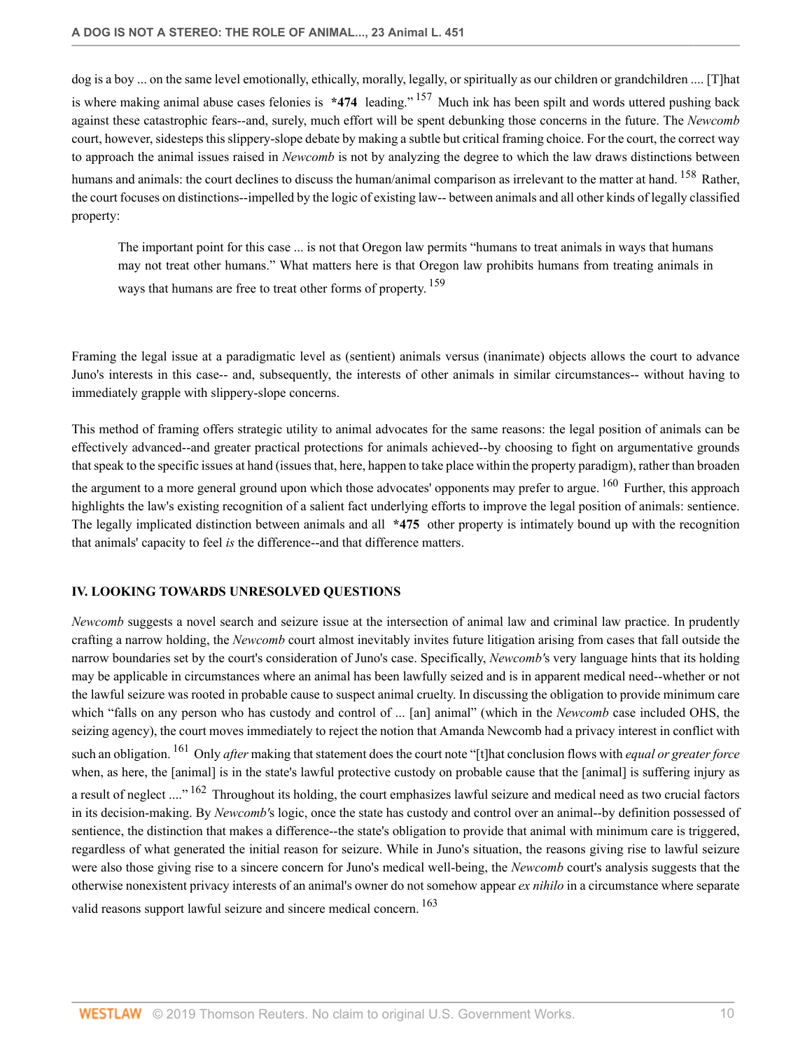dog is a boy ... on the same level emotionally, ethically, morally, legally, or spiritually as our children or grandchildren .... [T]hat is where making animal abuse cases felonies is **\*474** leading."[157] Much ink has been spilt and words uttered pushing back against these catastrophic fears--and, surely, much effort will be spent debunking those concerns in the future. The *Newcomb* court, however, sidesteps this slippery-slope debate by making a subtle but critical framing choice. For the court, the correct way to approach the animal issues raised in *Newcomb* is not by analyzing the degree to which the law draws distinctions between humans and animals: the court declines to discuss the human/animal comparison as irrelevant to the matter at hand.[158] Rather, the court focuses on distinctions--impelled by the logic of existing law-- between animals and all other kinds of legally classified property:

> The important point for this case ... is not that Oregon law permits "humans to treat animals in ways that humans may not treat other humans." What matters here is that Oregon law prohibits humans from treating animals in ways that humans are free to treat other forms of property.[159]

Framing the legal issue at a paradigmatic level as (sentient) animals versus (inanimate) objects allows the court to advance Juno's interests in this case-- and, subsequently, the interests of other animals in similar circumstances-- without having to immediately grapple with slippery-slope concerns.

This method of framing offers strategic utility to animal advocates for the same reasons: the legal position of animals can be effectively advanced--and greater practical protections for animals achieved--by choosing to fight on argumentative grounds that speak to the specific issues at hand (issues that, here, happen to take place within the property paradigm), rather than broaden the argument to a more general ground upon which those advocates' opponents may prefer to argue.[160] Further, this approach highlights the law's existing recognition of a salient fact underlying efforts to improve the legal position of animals: sentience. The legally implicated distinction between animals and all **\*475** other property is intimately bound up with the recognition that animals' capacity to feel *is* the difference--and that difference matters.

## IV. LOOKING TOWARDS UNRESOLVED QUESTIONS

*Newcomb* suggests a novel search and seizure issue at the intersection of animal law and criminal law practice. In prudently crafting a narrow holding, the *Newcomb* court almost inevitably invites future litigation arising from cases that fall outside the narrow boundaries set by the court's consideration of Juno's case. Specifically, *Newcomb'*s very language hints that its holding may be applicable in circumstances where an animal has been lawfully seized and is in apparent medical need--whether or not the lawful seizure was rooted in probable cause to suspect animal cruelty. In discussing the obligation to provide minimum care which "falls on any person who has custody and control of ... [an] animal" (which in the *Newcomb* case included OHS, the seizing agency), the court moves immediately to reject the notion that Amanda Newcomb had a privacy interest in conflict with such an obligation.[161] Only *after* making that statement does the court note "[t]hat conclusion flows with *equal or greater force* when, as here, the [animal] is in the state's lawful protective custody on probable cause that the [animal] is suffering injury as a result of neglect ...."[162] Throughout its holding, the court emphasizes lawful seizure and medical need as two crucial factors in its decision-making. By *Newcomb'*s logic, once the state has custody and control over an animal--by definition possessed of sentience, the distinction that makes a difference--the state's obligation to provide that animal with minimum care is triggered, regardless of what generated the initial reason for seizure. While in Juno's situation, the reasons giving rise to lawful seizure were also those giving rise to a sincere concern for Juno's medical well-being, the *Newcomb* court's analysis suggests that the otherwise nonexistent privacy interests of an animal's owner do not somehow appear *ex nihilo* in a circumstance where separate valid reasons support lawful seizure and sincere medical concern.[163]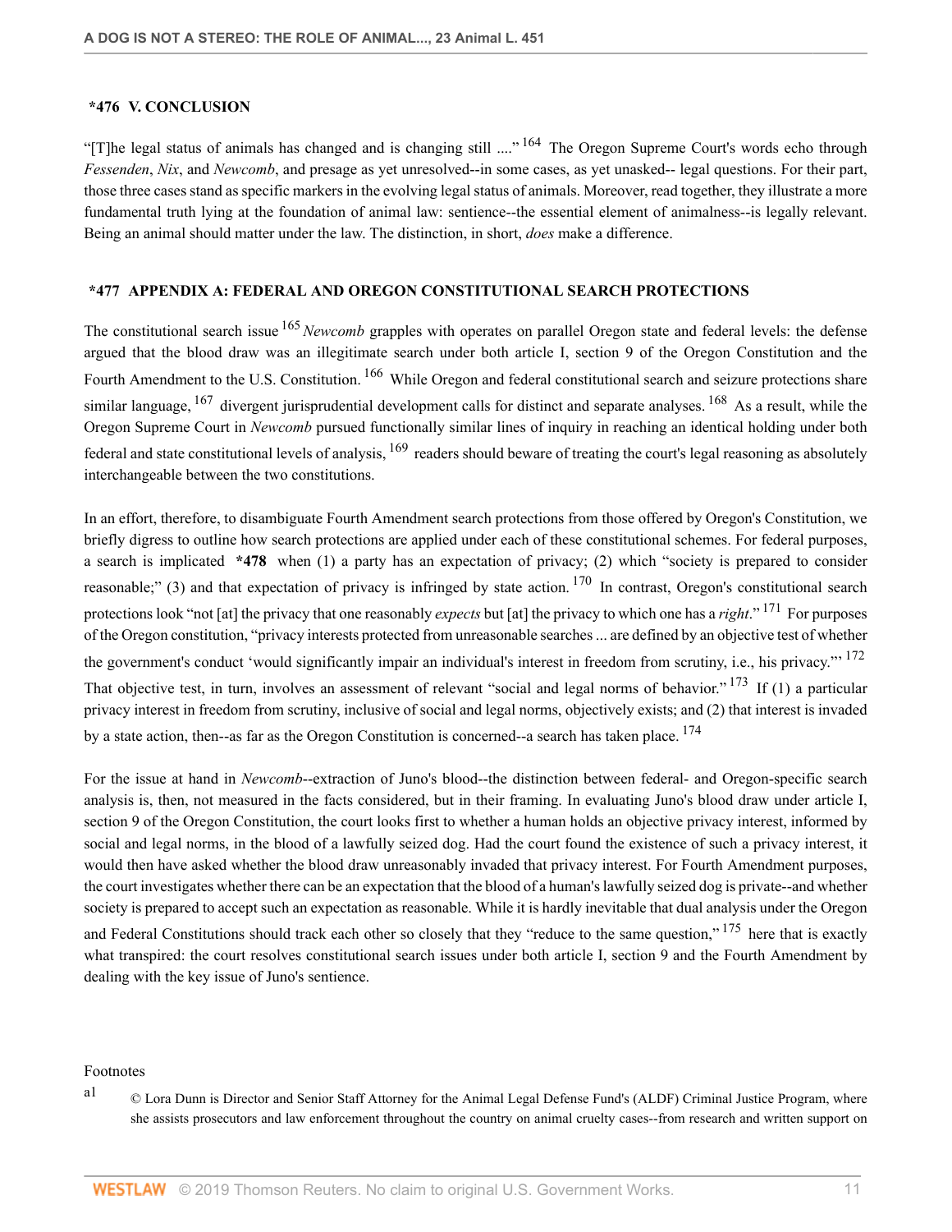## *476 V. CONCLUSION

"[T]he legal status of animals has changed and is changing still ...." [164] The Oregon Supreme Court's words echo through *Fessenden*, *Nix*, and *Newcomb*, and presage as yet unresolved--in some cases, as yet unasked-- legal questions. For their part, those three cases stand as specific markers in the evolving legal status of animals. Moreover, read together, they illustrate a more fundamental truth lying at the foundation of animal law: sentience--the essential element of animalness--is legally relevant. Being an animal should matter under the law. The distinction, in short, *does* make a difference.

## *477 APPENDIX A: FEDERAL AND OREGON CONSTITUTIONAL SEARCH PROTECTIONS

The constitutional search issue [165] *Newcomb* grapples with operates on parallel Oregon state and federal levels: the defense argued that the blood draw was an illegitimate search under both article I, section 9 of the Oregon Constitution and the Fourth Amendment to the U.S. Constitution. [166] While Oregon and federal constitutional search and seizure protections share similar language, [167] divergent jurisprudential development calls for distinct and separate analyses. [168] As a result, while the Oregon Supreme Court in *Newcomb* pursued functionally similar lines of inquiry in reaching an identical holding under both federal and state constitutional levels of analysis, [169] readers should beware of treating the court's legal reasoning as absolutely interchangeable between the two constitutions.

In an effort, therefore, to disambiguate Fourth Amendment search protections from those offered by Oregon's Constitution, we briefly digress to outline how search protections are applied under each of these constitutional schemes. For federal purposes, a search is implicated **\*478** when (1) a party has an expectation of privacy; (2) which "society is prepared to consider reasonable;" (3) and that expectation of privacy is infringed by state action. [170] In contrast, Oregon's constitutional search protections look "not [at] the privacy that one reasonably *expects* but [at] the privacy to which one has a *right*." [171] For purposes of the Oregon constitution, "privacy interests protected from unreasonable searches ... are defined by an objective test of whether the government's conduct 'would significantly impair an individual's interest in freedom from scrutiny, i.e., his privacy.'" [172] That objective test, in turn, involves an assessment of relevant "social and legal norms of behavior." [173] If (1) a particular privacy interest in freedom from scrutiny, inclusive of social and legal norms, objectively exists; and (2) that interest is invaded by a state action, then--as far as the Oregon Constitution is concerned--a search has taken place. [174]

For the issue at hand in *Newcomb*--extraction of Juno's blood--the distinction between federal- and Oregon-specific search analysis is, then, not measured in the facts considered, but in their framing. In evaluating Juno's blood draw under article I, section 9 of the Oregon Constitution, the court looks first to whether a human holds an objective privacy interest, informed by social and legal norms, in the blood of a lawfully seized dog. Had the court found the existence of such a privacy interest, it would then have asked whether the blood draw unreasonably invaded that privacy interest. For Fourth Amendment purposes, the court investigates whether there can be an expectation that the blood of a human's lawfully seized dog is private--and whether society is prepared to accept such an expectation as reasonable. While it is hardly inevitable that dual analysis under the Oregon and Federal Constitutions should track each other so closely that they "reduce to the same question," [175] here that is exactly what transpired: the court resolves constitutional search issues under both article I, section 9 and the Fourth Amendment by dealing with the key issue of Juno's sentience.

Footnotes

a1 © Lora Dunn is Director and Senior Staff Attorney for the Animal Legal Defense Fund's (ALDF) Criminal Justice Program, where she assists prosecutors and law enforcement throughout the country on animal cruelty cases--from research and written support on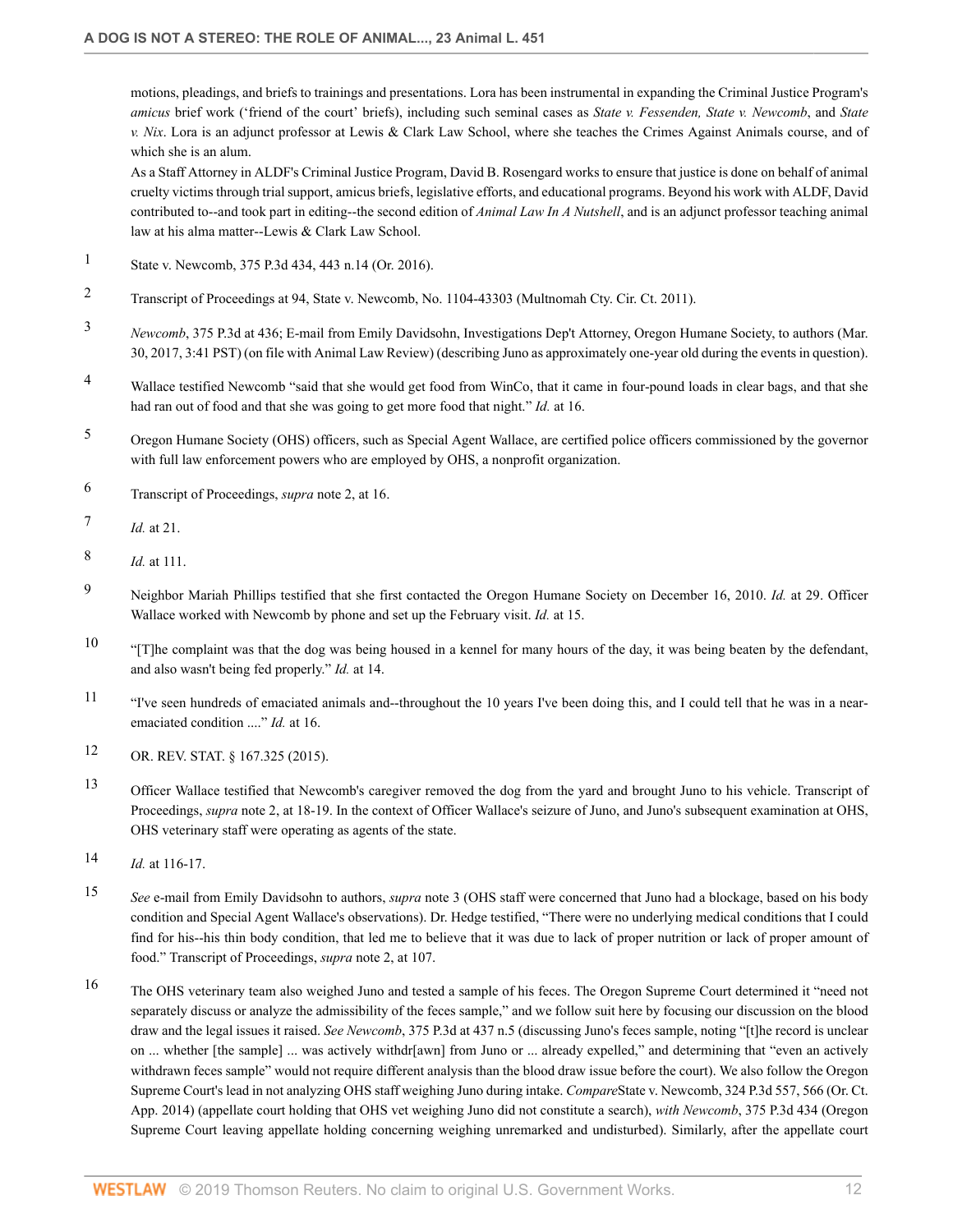motions, pleadings, and briefs to trainings and presentations. Lora has been instrumental in expanding the Criminal Justice Program's *amicus* brief work ('friend of the court' briefs), including such seminal cases as *State v. Fessenden, State v. Newcomb*, and *State v. Nix*. Lora is an adjunct professor at Lewis & Clark Law School, where she teaches the Crimes Against Animals course, and of which she is an alum.

As a Staff Attorney in ALDF's Criminal Justice Program, David B. Rosengard works to ensure that justice is done on behalf of animal cruelty victims through trial support, amicus briefs, legislative efforts, and educational programs. Beyond his work with ALDF, David contributed to--and took part in editing--the second edition of *Animal Law In A Nutshell*, and is an adjunct professor teaching animal law at his alma matter--Lewis & Clark Law School.

1. State v. Newcomb, 375 P.3d 434, 443 n.14 (Or. 2016).

2. Transcript of Proceedings at 94, State v. Newcomb, No. 1104-43303 (Multnomah Cty. Cir. Ct. 2011).

3. *Newcomb*, 375 P.3d at 436; E-mail from Emily Davidsohn, Investigations Dep't Attorney, Oregon Humane Society, to authors (Mar. 30, 2017, 3:41 PST) (on file with Animal Law Review) (describing Juno as approximately one-year old during the events in question).

4. Wallace testified Newcomb "said that she would get food from WinCo, that it came in four-pound loads in clear bags, and that she had ran out of food and that she was going to get more food that night." *Id.* at 16.

5. Oregon Humane Society (OHS) officers, such as Special Agent Wallace, are certified police officers commissioned by the governor with full law enforcement powers who are employed by OHS, a nonprofit organization.

6. Transcript of Proceedings, *supra* note 2, at 16.

7. *Id.* at 21.

8. *Id.* at 111.

9. Neighbor Mariah Phillips testified that she first contacted the Oregon Humane Society on December 16, 2010. *Id.* at 29. Officer Wallace worked with Newcomb by phone and set up the February visit. *Id.* at 15.

10. "[T]he complaint was that the dog was being housed in a kennel for many hours of the day, it was being beaten by the defendant, and also wasn't being fed properly." *Id.* at 14.

11. "I've seen hundreds of emaciated animals and--throughout the 10 years I've been doing this, and I could tell that he was in a near-emaciated condition ...." *Id.* at 16.

12. OR. REV. STAT. § 167.325 (2015).

13. Officer Wallace testified that Newcomb's caregiver removed the dog from the yard and brought Juno to his vehicle. Transcript of Proceedings, *supra* note 2, at 18-19. In the context of Officer Wallace's seizure of Juno, and Juno's subsequent examination at OHS, OHS veterinary staff were operating as agents of the state.

14. *Id.* at 116-17.

15. *See* e-mail from Emily Davidsohn to authors, *supra* note 3 (OHS staff were concerned that Juno had a blockage, based on his body condition and Special Agent Wallace's observations). Dr. Hedge testified, "There were no underlying medical conditions that I could find for his--his thin body condition, that led me to believe that it was due to lack of proper nutrition or lack of proper amount of food." Transcript of Proceedings, *supra* note 2, at 107.

16. The OHS veterinary team also weighed Juno and tested a sample of his feces. The Oregon Supreme Court determined it "need not separately discuss or analyze the admissibility of the feces sample," and we follow suit here by focusing our discussion on the blood draw and the legal issues it raised. *See Newcomb*, 375 P.3d at 437 n.5 (discussing Juno's feces sample, noting "[t]he record is unclear on ... whether [the sample] ... was actively withdr[awn] from Juno or ... already expelled," and determining that "even an actively withdrawn feces sample" would not require different analysis than the blood draw issue before the court). We also follow the Oregon Supreme Court's lead in not analyzing OHS staff weighing Juno during intake. *Compare* State v. Newcomb, 324 P.3d 557, 566 (Or. Ct. App. 2014) (appellate court holding that OHS vet weighing Juno did not constitute a search), *with Newcomb*, 375 P.3d 434 (Oregon Supreme Court leaving appellate holding concerning weighing unremarked and undisturbed). Similarly, after the appellate court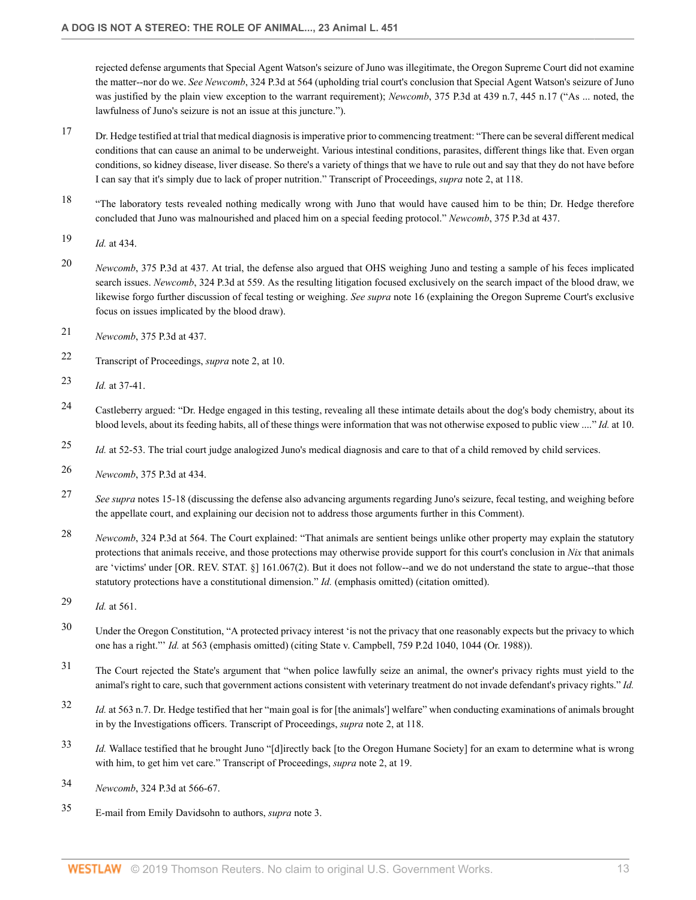rejected defense arguments that Special Agent Watson's seizure of Juno was illegitimate, the Oregon Supreme Court did not examine the matter--nor do we. *See Newcomb*, 324 P.3d at 564 (upholding trial court's conclusion that Special Agent Watson's seizure of Juno was justified by the plain view exception to the warrant requirement); *Newcomb*, 375 P.3d at 439 n.7, 445 n.17 ("As ... noted, the lawfulness of Juno's seizure is not an issue at this juncture.").

17 Dr. Hedge testified at trial that medical diagnosis is imperative prior to commencing treatment: "There can be several different medical conditions that can cause an animal to be underweight. Various intestinal conditions, parasites, different things like that. Even organ conditions, so kidney disease, liver disease. So there's a variety of things that we have to rule out and say that they do not have before I can say that it's simply due to lack of proper nutrition." Transcript of Proceedings, *supra* note 2, at 118.

18 "The laboratory tests revealed nothing medically wrong with Juno that would have caused him to be thin; Dr. Hedge therefore concluded that Juno was malnourished and placed him on a special feeding protocol." *Newcomb*, 375 P.3d at 437.

19 *Id.* at 434.

20 *Newcomb*, 375 P.3d at 437. At trial, the defense also argued that OHS weighing Juno and testing a sample of his feces implicated search issues. *Newcomb*, 324 P.3d at 559. As the resulting litigation focused exclusively on the search impact of the blood draw, we likewise forgo further discussion of fecal testing or weighing. *See supra* note 16 (explaining the Oregon Supreme Court's exclusive focus on issues implicated by the blood draw).

21 *Newcomb*, 375 P.3d at 437.

22 Transcript of Proceedings, *supra* note 2, at 10.

23 *Id.* at 37-41.

24 Castleberry argued: "Dr. Hedge engaged in this testing, revealing all these intimate details about the dog's body chemistry, about its blood levels, about its feeding habits, all of these things were information that was not otherwise exposed to public view ...." *Id.* at 10.

25 *Id.* at 52-53. The trial court judge analogized Juno's medical diagnosis and care to that of a child removed by child services.

26 *Newcomb*, 375 P.3d at 434.

27 *See supra* notes 15-18 (discussing the defense also advancing arguments regarding Juno's seizure, fecal testing, and weighing before the appellate court, and explaining our decision not to address those arguments further in this Comment).

28 *Newcomb*, 324 P.3d at 564. The Court explained: "That animals are sentient beings unlike other property may explain the statutory protections that animals receive, and those protections may otherwise provide support for this court's conclusion in *Nix* that animals are 'victims' under [OR. REV. STAT. §] 161.067(2). But it does not follow--and we do not understand the state to argue--that those statutory protections have a constitutional dimension." *Id.* (emphasis omitted) (citation omitted).

29 *Id.* at 561.

30 Under the Oregon Constitution, "A protected privacy interest 'is not the privacy that one reasonably expects but the privacy to which one has a right."' *Id.* at 563 (emphasis omitted) (citing State v. Campbell, 759 P.2d 1040, 1044 (Or. 1988)).

31 The Court rejected the State's argument that "when police lawfully seize an animal, the owner's privacy rights must yield to the animal's right to care, such that government actions consistent with veterinary treatment do not invade defendant's privacy rights." *Id.*

32 *Id.* at 563 n.7. Dr. Hedge testified that her "main goal is for [the animals'] welfare" when conducting examinations of animals brought in by the Investigations officers. Transcript of Proceedings, *supra* note 2, at 118.

33 *Id.* Wallace testified that he brought Juno "[d]irectly back [to the Oregon Humane Society] for an exam to determine what is wrong with him, to get him vet care." Transcript of Proceedings, *supra* note 2, at 19.

34 *Newcomb*, 324 P.3d at 566-67.

35 E-mail from Emily Davidsohn to authors, *supra* note 3.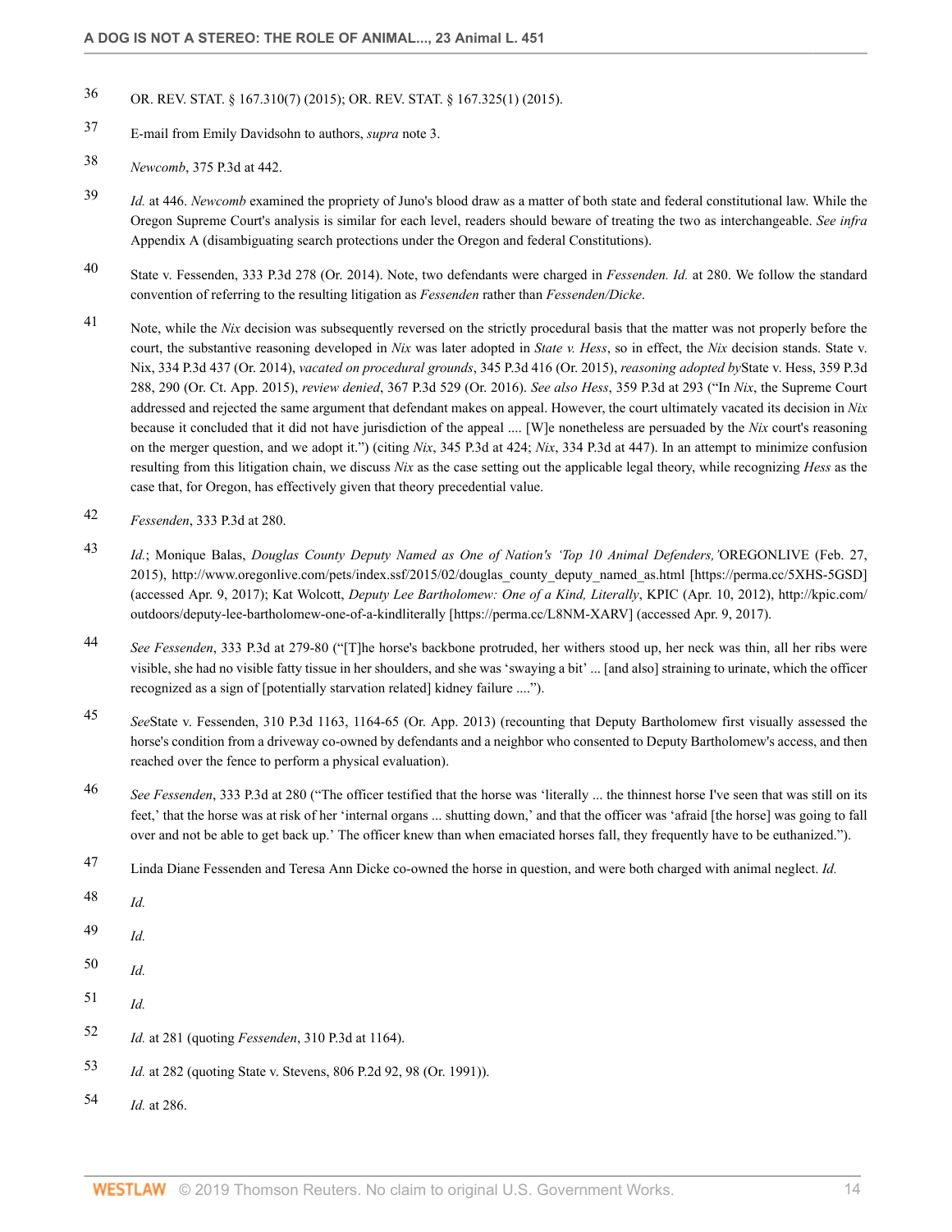36 OR. REV. STAT. § 167.310(7) (2015); OR. REV. STAT. § 167.325(1) (2015).

37 E-mail from Emily Davidsohn to authors, *supra* note 3.

38 *Newcomb*, 375 P.3d at 442.

39 *Id.* at 446. *Newcomb* examined the propriety of Juno's blood draw as a matter of both state and federal constitutional law. While the Oregon Supreme Court's analysis is similar for each level, readers should beware of treating the two as interchangeable. *See infra* Appendix A (disambiguating search protections under the Oregon and federal Constitutions).

40 State v. Fessenden, 333 P.3d 278 (Or. 2014). Note, two defendants were charged in *Fessenden. Id.* at 280. We follow the standard convention of referring to the resulting litigation as *Fessenden* rather than *Fessenden/Dicke*.

41 Note, while the *Nix* decision was subsequently reversed on the strictly procedural basis that the matter was not properly before the court, the substantive reasoning developed in *Nix* was later adopted in *State v. Hess*, so in effect, the *Nix* decision stands. State v. Nix, 334 P.3d 437 (Or. 2014), *vacated on procedural grounds*, 345 P.3d 416 (Or. 2015), *reasoning adopted by*State v. Hess, 359 P.3d 288, 290 (Or. Ct. App. 2015), *review denied*, 367 P.3d 529 (Or. 2016). *See also Hess*, 359 P.3d at 293 ("In *Nix*, the Supreme Court addressed and rejected the same argument that defendant makes on appeal. However, the court ultimately vacated its decision in *Nix* because it concluded that it did not have jurisdiction of the appeal .... [W]e nonetheless are persuaded by the *Nix* court's reasoning on the merger question, and we adopt it.") (citing *Nix*, 345 P.3d at 424; *Nix*, 334 P.3d at 447). In an attempt to minimize confusion resulting from this litigation chain, we discuss *Nix* as the case setting out the applicable legal theory, while recognizing *Hess* as the case that, for Oregon, has effectively given that theory precedential value.

42 *Fessenden*, 333 P.3d at 280.

43 *Id.*; Monique Balas, *Douglas County Deputy Named as One of Nation's 'Top 10 Animal Defenders,'* OREGONLIVE (Feb. 27, 2015), http://www.oregonlive.com/pets/index.ssf/2015/02/douglas_county_deputy_named_as.html [https://perma.cc/5XHS-5GSD] (accessed Apr. 9, 2017); Kat Wolcott, *Deputy Lee Bartholomew: One of a Kind, Literally*, KPIC (Apr. 10, 2012), http://kpic.com/outdoors/deputy-lee-bartholomew-one-of-a-kindliterally [https://perma.cc/L8NM-XARV] (accessed Apr. 9, 2017).

44 *See Fessenden*, 333 P.3d at 279-80 ("[T]he horse's backbone protruded, her withers stood up, her neck was thin, all her ribs were visible, she had no visible fatty tissue in her shoulders, and she was 'swaying a bit' ... [and also] straining to urinate, which the officer recognized as a sign of [potentially starvation related] kidney failure ....").

45 *See*State v. Fessenden, 310 P.3d 1163, 1164-65 (Or. App. 2013) (recounting that Deputy Bartholomew first visually assessed the horse's condition from a driveway co-owned by defendants and a neighbor who consented to Deputy Bartholomew's access, and then reached over the fence to perform a physical evaluation).

46 *See Fessenden*, 333 P.3d at 280 ("The officer testified that the horse was 'literally ... the thinnest horse I've seen that was still on its feet,' that the horse was at risk of her 'internal organs ... shutting down,' and that the officer was 'afraid [the horse] was going to fall over and not be able to get back up.' The officer knew than when emaciated horses fall, they frequently have to be euthanized.").

47 Linda Diane Fessenden and Teresa Ann Dicke co-owned the horse in question, and were both charged with animal neglect. *Id.*

48 *Id.*

49 *Id.*

50 *Id.*

51 *Id.*

52 *Id.* at 281 (quoting *Fessenden*, 310 P.3d at 1164).

53 *Id.* at 282 (quoting State v. Stevens, 806 P.2d 92, 98 (Or. 1991)).

54 *Id.* at 286.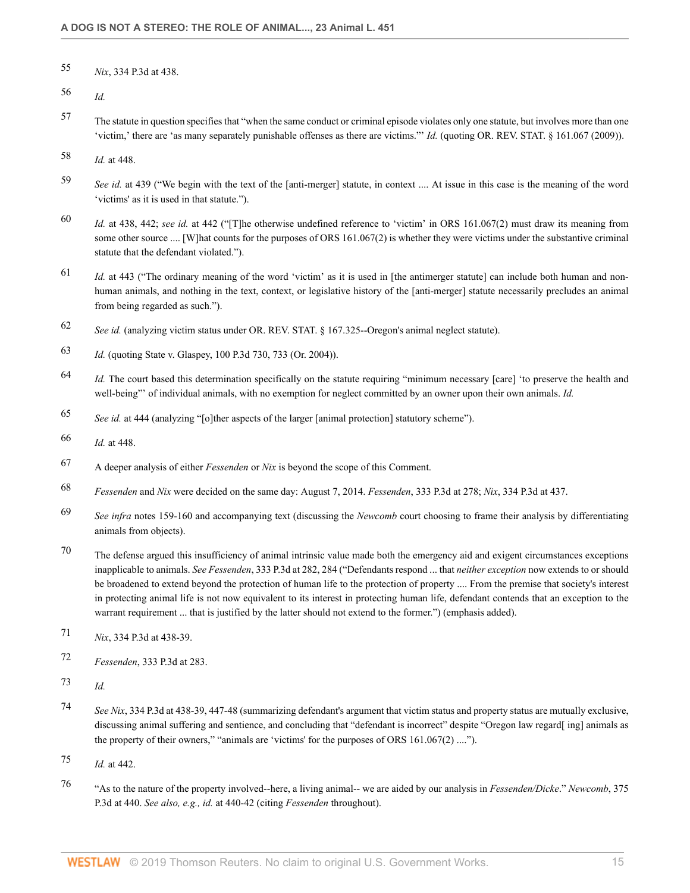55 *Nix*, 334 P.3d at 438.

56 *Id.*

57 The statute in question specifies that "when the same conduct or criminal episode violates only one statute, but involves more than one 'victim,' there are 'as many separately punishable offenses as there are victims."' *Id.* (quoting OR. REV. STAT. § 161.067 (2009)).

58 *Id.* at 448.

59 *See id.* at 439 ("We begin with the text of the [anti-merger] statute, in context .... At issue in this case is the meaning of the word 'victims' as it is used in that statute.").

60 *Id.* at 438, 442; *see id.* at 442 ("[T]he otherwise undefined reference to 'victim' in ORS 161.067(2) must draw its meaning from some other source .... [W]hat counts for the purposes of ORS 161.067(2) is whether they were victims under the substantive criminal statute that the defendant violated.").

61 *Id.* at 443 ("The ordinary meaning of the word 'victim' as it is used in [the antimerger statute] can include both human and non-human animals, and nothing in the text, context, or legislative history of the [anti-merger] statute necessarily precludes an animal from being regarded as such.").

62 *See id.* (analyzing victim status under OR. REV. STAT. § 167.325--Oregon's animal neglect statute).

63 *Id.* (quoting State v. Glaspey, 100 P.3d 730, 733 (Or. 2004)).

64 *Id.* The court based this determination specifically on the statute requiring "minimum necessary [care] 'to preserve the health and well-being"' of individual animals, with no exemption for neglect committed by an owner upon their own animals. *Id.*

65 *See id.* at 444 (analyzing "[o]ther aspects of the larger [animal protection] statutory scheme").

66 *Id.* at 448.

67 A deeper analysis of either *Fessenden* or *Nix* is beyond the scope of this Comment.

68 *Fessenden* and *Nix* were decided on the same day: August 7, 2014. *Fessenden*, 333 P.3d at 278; *Nix*, 334 P.3d at 437.

69 *See infra* notes 159-160 and accompanying text (discussing the *Newcomb* court choosing to frame their analysis by differentiating animals from objects).

70 The defense argued this insufficiency of animal intrinsic value made both the emergency aid and exigent circumstances exceptions inapplicable to animals. *See Fessenden*, 333 P.3d at 282, 284 ("Defendants respond ... that *neither exception* now extends to or should be broadened to extend beyond the protection of human life to the protection of property .... From the premise that society's interest in protecting animal life is not now equivalent to its interest in protecting human life, defendant contends that an exception to the warrant requirement ... that is justified by the latter should not extend to the former.") (emphasis added).

71 *Nix*, 334 P.3d at 438-39.

72 *Fessenden*, 333 P.3d at 283.

73 *Id.*

74 *See Nix*, 334 P.3d at 438-39, 447-48 (summarizing defendant's argument that victim status and property status are mutually exclusive, discussing animal suffering and sentience, and concluding that "defendant is incorrect" despite "Oregon law regard[ ing] animals as the property of their owners," "animals are 'victims' for the purposes of ORS 161.067(2) ....").

75 *Id.* at 442.

76 "As to the nature of the property involved--here, a living animal-- we are aided by our analysis in *Fessenden/Dicke*." *Newcomb*, 375 P.3d at 440. *See also, e.g., id.* at 440-42 (citing *Fessenden* throughout).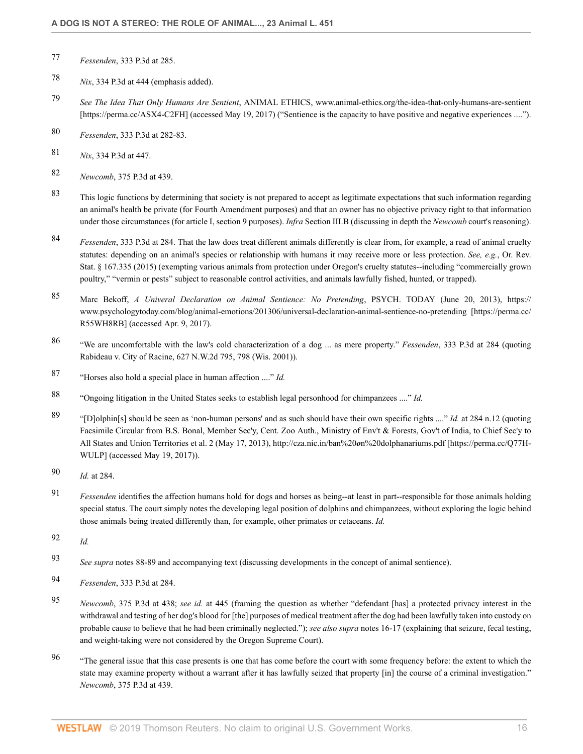77 *Fessenden*, 333 P.3d at 285.

78 *Nix*, 334 P.3d at 444 (emphasis added).

79 *See The Idea That Only Humans Are Sentient*, ANIMAL ETHICS, www.animal-ethics.org/the-idea-that-only-humans-are-sentient [https://perma.cc/ASX4-C2FH] (accessed May 19, 2017) ("Sentience is the capacity to have positive and negative experiences ....").

80 *Fessenden*, 333 P.3d at 282-83.

81 *Nix*, 334 P.3d at 447.

82 *Newcomb*, 375 P.3d at 439.

83 This logic functions by determining that society is not prepared to accept as legitimate expectations that such information regarding an animal's health be private (for Fourth Amendment purposes) and that an owner has no objective privacy right to that information under those circumstances (for article I, section 9 purposes). *Infra* Section III.B (discussing in depth the *Newcomb* court's reasoning).

84 *Fessenden*, 333 P.3d at 284. That the law does treat different animals differently is clear from, for example, a read of animal cruelty statutes: depending on an animal's species or relationship with humans it may receive more or less protection. *See, e.g.*, Or. Rev. Stat. § 167.335 (2015) (exempting various animals from protection under Oregon's cruelty statutes--including "commercially grown poultry," "vermin or pests" subject to reasonable control activities, and animals lawfully fished, hunted, or trapped).

85 Marc Bekoff, *A Univeral Declaration on Animal Sentience: No Pretending*, PSYCH. TODAY (June 20, 2013), https://www.psychologytoday.com/blog/animal-emotions/201306/universal-declaration-animal-sentience-no-pretending [https://perma.cc/R55WH8RB] (accessed Apr. 9, 2017).

86 "We are uncomfortable with the law's cold characterization of a dog ... as mere property." *Fessenden*, 333 P.3d at 284 (quoting Rabideau v. City of Racine, 627 N.W.2d 795, 798 (Wis. 2001)).

87 "Horses also hold a special place in human affection ...." *Id.*

88 "Ongoing litigation in the United States seeks to establish legal personhood for chimpanzees ...." *Id.*

89 "[D]olphin[s] should be seen as 'non-human persons' and as such should have their own specific rights ...." *Id.* at 284 n.12 (quoting Facsimile Circular from B.S. Bonal, Member Sec'y, Cent. Zoo Auth., Ministry of Env't & Forests, Gov't of India, to Chief Sec'y to All States and Union Territories et al. 2 (May 17, 2013), http://cza.nic.in/ban%20*o*n%20dolphanariums.pdf [https://perma.cc/Q77H-WULP] (accessed May 19, 2017)).

90 *Id.* at 284.

91 *Fessenden* identifies the affection humans hold for dogs and horses as being--at least in part--responsible for those animals holding special status. The court simply notes the developing legal position of dolphins and chimpanzees, without exploring the logic behind those animals being treated differently than, for example, other primates or cetaceans. *Id.*

92 *Id.*

93 *See supra* notes 88-89 and accompanying text (discussing developments in the concept of animal sentience).

94 *Fessenden*, 333 P.3d at 284.

95 *Newcomb*, 375 P.3d at 438; *see id.* at 445 (framing the question as whether "defendant [has] a protected privacy interest in the withdrawal and testing of her dog's blood for [the] purposes of medical treatment after the dog had been lawfully taken into custody on probable cause to believe that he had been criminally neglected."); *see also supra* notes 16-17 (explaining that seizure, fecal testing, and weight-taking were not considered by the Oregon Supreme Court).

96 "The general issue that this case presents is one that has come before the court with some frequency before: the extent to which the state may examine property without a warrant after it has lawfully seized that property [in] the course of a criminal investigation." *Newcomb*, 375 P.3d at 439.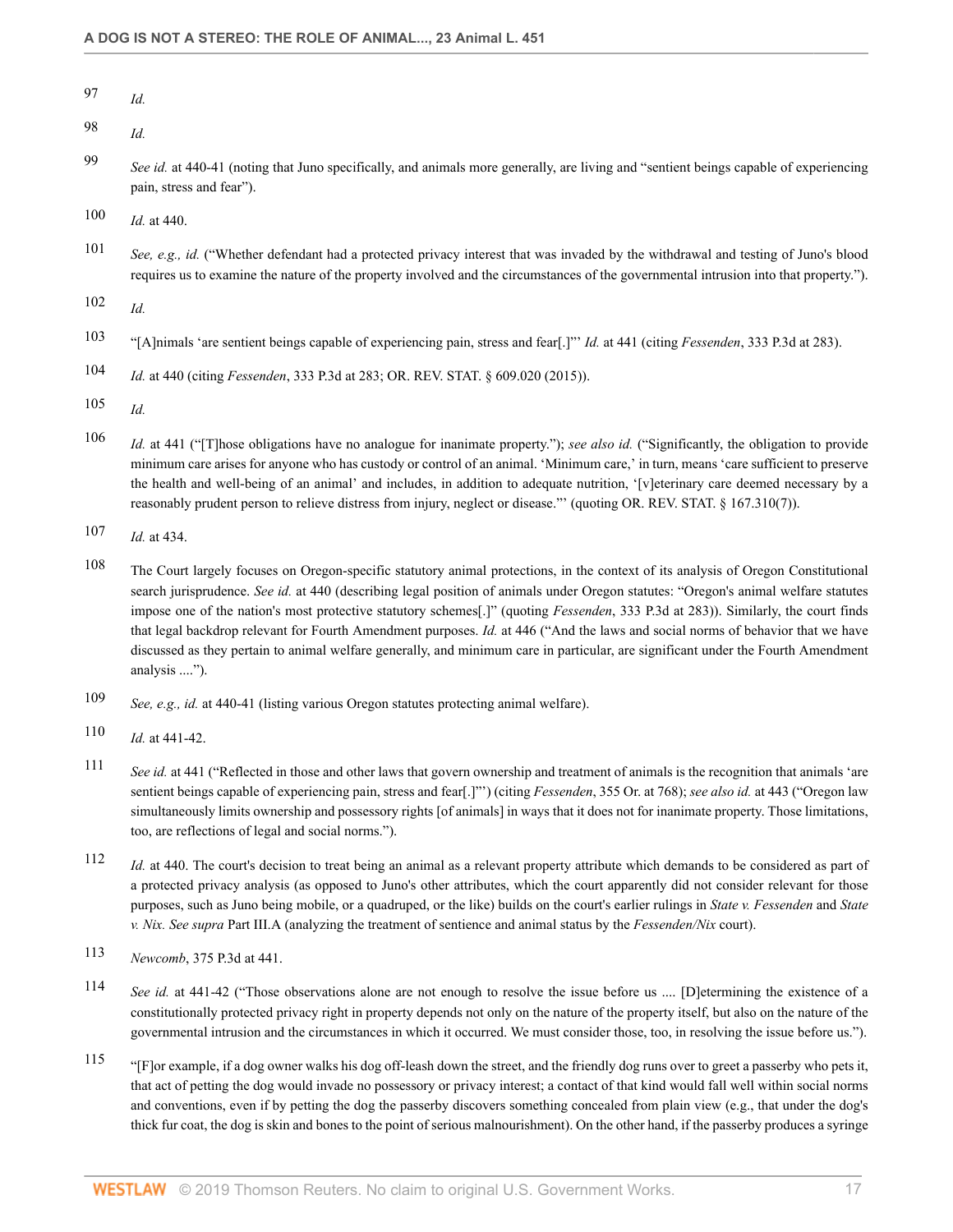97 *Id.*

98 *Id.*

99 *See id.* at 440-41 (noting that Juno specifically, and animals more generally, are living and "sentient beings capable of experiencing pain, stress and fear").

100 *Id.* at 440.

101 *See, e.g., id.* ("Whether defendant had a protected privacy interest that was invaded by the withdrawal and testing of Juno's blood requires us to examine the nature of the property involved and the circumstances of the governmental intrusion into that property.").

102 *Id.*

103 "[A]nimals 'are sentient beings capable of experiencing pain, stress and fear[.]"' *Id.* at 441 (citing *Fessenden*, 333 P.3d at 283).

104 *Id.* at 440 (citing *Fessenden*, 333 P.3d at 283; OR. REV. STAT. § 609.020 (2015)).

105 *Id.*

106 *Id.* at 441 ("[T]hose obligations have no analogue for inanimate property."); *see also id.* ("Significantly, the obligation to provide minimum care arises for anyone who has custody or control of an animal. 'Minimum care,' in turn, means 'care sufficient to preserve the health and well-being of an animal' and includes, in addition to adequate nutrition, '[v]eterinary care deemed necessary by a reasonably prudent person to relieve distress from injury, neglect or disease."' (quoting OR. REV. STAT. § 167.310(7)).

107 *Id.* at 434.

108 The Court largely focuses on Oregon-specific statutory animal protections, in the context of its analysis of Oregon Constitutional search jurisprudence. *See id.* at 440 (describing legal position of animals under Oregon statutes: "Oregon's animal welfare statutes impose one of the nation's most protective statutory schemes[.]" (quoting *Fessenden*, 333 P.3d at 283)). Similarly, the court finds that legal backdrop relevant for Fourth Amendment purposes. *Id.* at 446 ("And the laws and social norms of behavior that we have discussed as they pertain to animal welfare generally, and minimum care in particular, are significant under the Fourth Amendment analysis ....").

109 *See, e.g., id.* at 440-41 (listing various Oregon statutes protecting animal welfare).

110 *Id.* at 441-42.

111 *See id.* at 441 ("Reflected in those and other laws that govern ownership and treatment of animals is the recognition that animals 'are sentient beings capable of experiencing pain, stress and fear[.]"') (citing *Fessenden*, 355 Or. at 768); *see also id.* at 443 ("Oregon law simultaneously limits ownership and possessory rights [of animals] in ways that it does not for inanimate property. Those limitations, too, are reflections of legal and social norms.").

112 *Id.* at 440. The court's decision to treat being an animal as a relevant property attribute which demands to be considered as part of a protected privacy analysis (as opposed to Juno's other attributes, which the court apparently did not consider relevant for those purposes, such as Juno being mobile, or a quadruped, or the like) builds on the court's earlier rulings in *State v. Fessenden* and *State v. Nix*. *See supra* Part III.A (analyzing the treatment of sentience and animal status by the *Fessenden/Nix* court).

113 *Newcomb*, 375 P.3d at 441.

114 *See id.* at 441-42 ("Those observations alone are not enough to resolve the issue before us .... [D]etermining the existence of a constitutionally protected privacy right in property depends not only on the nature of the property itself, but also on the nature of the governmental intrusion and the circumstances in which it occurred. We must consider those, too, in resolving the issue before us.").

115 "[F]or example, if a dog owner walks his dog off-leash down the street, and the friendly dog runs over to greet a passerby who pets it, that act of petting the dog would invade no possessory or privacy interest; a contact of that kind would fall well within social norms and conventions, even if by petting the dog the passerby discovers something concealed from plain view (e.g., that under the dog's thick fur coat, the dog is skin and bones to the point of serious malnourishment). On the other hand, if the passerby produces a syringe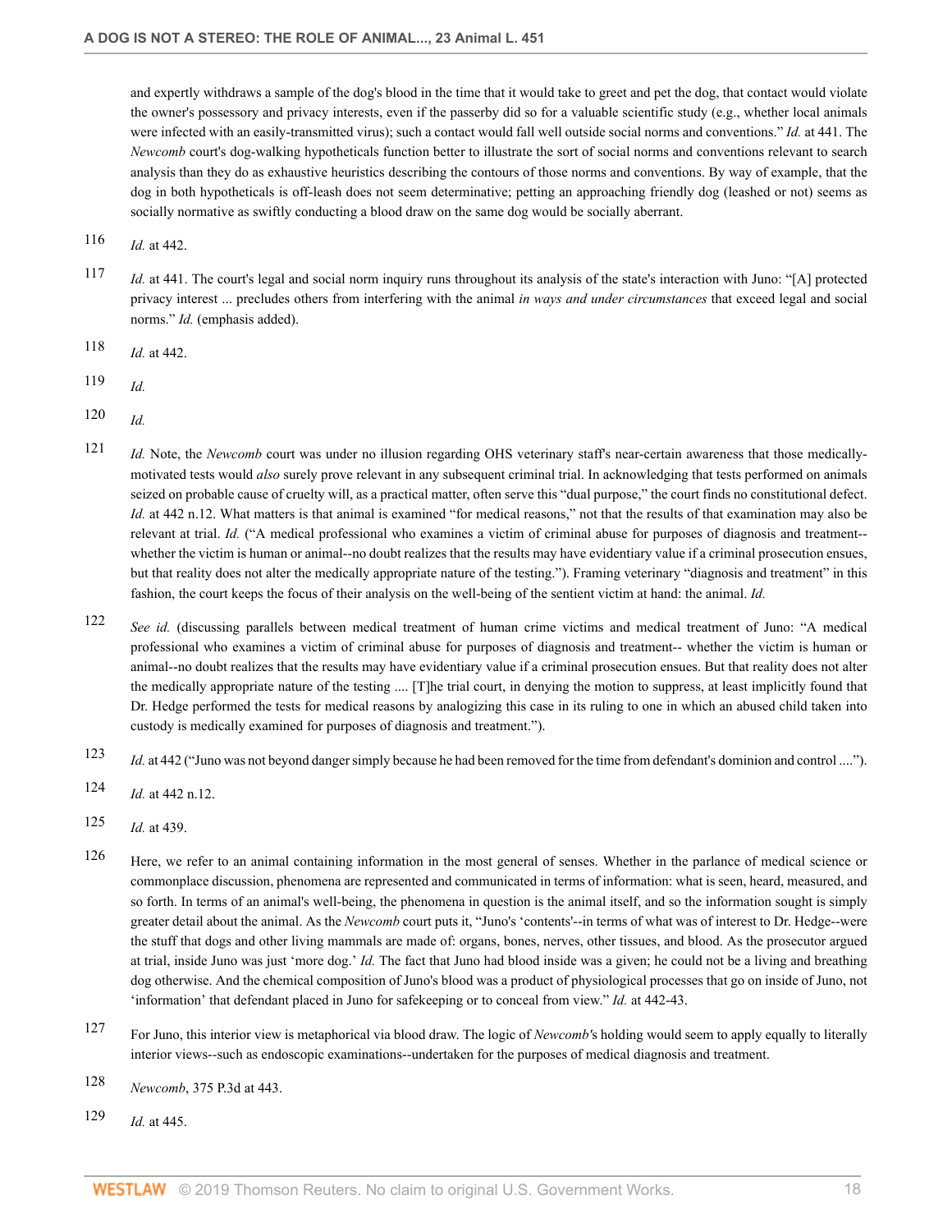and expertly withdraws a sample of the dog's blood in the time that it would take to greet and pet the dog, that contact would violate the owner's possessory and privacy interests, even if the passerby did so for a valuable scientific study (e.g., whether local animals were infected with an easily-transmitted virus); such a contact would fall well outside social norms and conventions." *Id.* at 441. The *Newcomb* court's dog-walking hypotheticals function better to illustrate the sort of social norms and conventions relevant to search analysis than they do as exhaustive heuristics describing the contours of those norms and conventions. By way of example, that the dog in both hypotheticals is off-leash does not seem determinative; petting an approaching friendly dog (leashed or not) seems as socially normative as swiftly conducting a blood draw on the same dog would be socially aberrant.

116 *Id.* at 442.

117 *Id.* at 441. The court's legal and social norm inquiry runs throughout its analysis of the state's interaction with Juno: "[A] protected privacy interest ... precludes others from interfering with the animal *in ways and under circumstances* that exceed legal and social norms." *Id.* (emphasis added).

118 *Id.* at 442.

119 *Id.*

120 *Id.*

121 *Id.* Note, the *Newcomb* court was under no illusion regarding OHS veterinary staff's near-certain awareness that those medically-motivated tests would *also* surely prove relevant in any subsequent criminal trial. In acknowledging that tests performed on animals seized on probable cause of cruelty will, as a practical matter, often serve this "dual purpose," the court finds no constitutional defect. *Id.* at 442 n.12. What matters is that animal is examined "for medical reasons," not that the results of that examination may also be relevant at trial. *Id.* ("A medical professional who examines a victim of criminal abuse for purposes of diagnosis and treatment--whether the victim is human or animal--no doubt realizes that the results may have evidentiary value if a criminal prosecution ensues, but that reality does not alter the medically appropriate nature of the testing."). Framing veterinary "diagnosis and treatment" in this fashion, the court keeps the focus of their analysis on the well-being of the sentient victim at hand: the animal. *Id.*

122 *See id.* (discussing parallels between medical treatment of human crime victims and medical treatment of Juno: "A medical professional who examines a victim of criminal abuse for purposes of diagnosis and treatment-- whether the victim is human or animal--no doubt realizes that the results may have evidentiary value if a criminal prosecution ensues. But that reality does not alter the medically appropriate nature of the testing .... [T]he trial court, in denying the motion to suppress, at least implicitly found that Dr. Hedge performed the tests for medical reasons by analogizing this case in its ruling to one in which an abused child taken into custody is medically examined for purposes of diagnosis and treatment.").

123 *Id.* at 442 ("Juno was not beyond danger simply because he had been removed for the time from defendant's dominion and control ....").

124 *Id.* at 442 n.12.

125 *Id.* at 439.

126 Here, we refer to an animal containing information in the most general of senses. Whether in the parlance of medical science or commonplace discussion, phenomena are represented and communicated in terms of information: what is seen, heard, measured, and so forth. In terms of an animal's well-being, the phenomena in question is the animal itself, and so the information sought is simply greater detail about the animal. As the *Newcomb* court puts it, "Juno's 'contents'--in terms of what was of interest to Dr. Hedge--were the stuff that dogs and other living mammals are made of: organs, bones, nerves, other tissues, and blood. As the prosecutor argued at trial, inside Juno was just 'more dog.' *Id.* The fact that Juno had blood inside was a given; he could not be a living and breathing dog otherwise. And the chemical composition of Juno's blood was a product of physiological processes that go on inside of Juno, not 'information' that defendant placed in Juno for safekeeping or to conceal from view." *Id.* at 442-43.

127 For Juno, this interior view is metaphorical via blood draw. The logic of *Newcomb*'s holding would seem to apply equally to literally interior views--such as endoscopic examinations--undertaken for the purposes of medical diagnosis and treatment.

128 *Newcomb*, 375 P.3d at 443.

129 *Id.* at 445.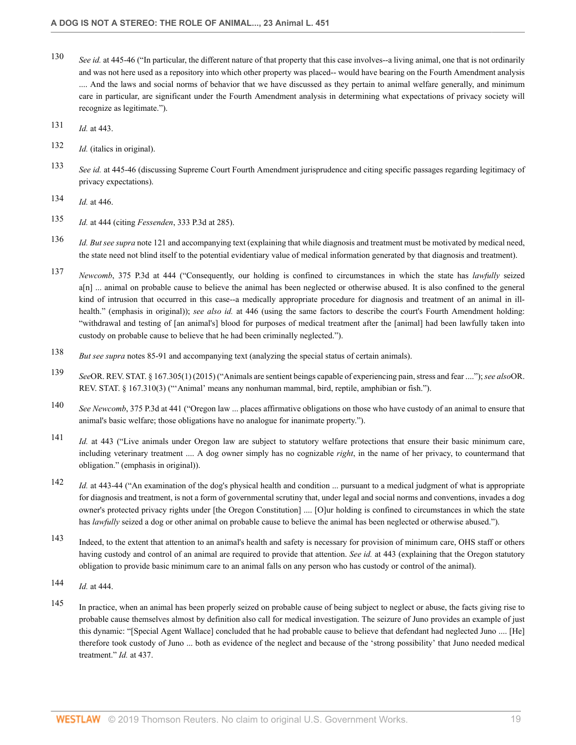130 *See id.* at 445-46 ("In particular, the different nature of that property that this case involves--a living animal, one that is not ordinarily and was not here used as a repository into which other property was placed-- would have bearing on the Fourth Amendment analysis .... And the laws and social norms of behavior that we have discussed as they pertain to animal welfare generally, and minimum care in particular, are significant under the Fourth Amendment analysis in determining what expectations of privacy society will recognize as legitimate.").

131 *Id.* at 443.

132 *Id.* (italics in original).

133 *See id.* at 445-46 (discussing Supreme Court Fourth Amendment jurisprudence and citing specific passages regarding legitimacy of privacy expectations).

134 *Id.* at 446.

135 *Id.* at 444 (citing *Fessenden*, 333 P.3d at 285).

136 *Id. But see supra* note 121 and accompanying text (explaining that while diagnosis and treatment must be motivated by medical need, the state need not blind itself to the potential evidentiary value of medical information generated by that diagnosis and treatment).

137 *Newcomb*, 375 P.3d at 444 ("Consequently, our holding is confined to circumstances in which the state has *lawfully* seized a[n] ... animal on probable cause to believe the animal has been neglected or otherwise abused. It is also confined to the general kind of intrusion that occurred in this case--a medically appropriate procedure for diagnosis and treatment of an animal in ill-health." (emphasis in original)); *see also id.* at 446 (using the same factors to describe the court's Fourth Amendment holding: "withdrawal and testing of [an animal's] blood for purposes of medical treatment after the [animal] had been lawfully taken into custody on probable cause to believe that he had been criminally neglected.").

138 *But see supra* notes 85-91 and accompanying text (analyzing the special status of certain animals).

139 *See* OR. REV. STAT. § 167.305(1) (2015) ("Animals are sentient beings capable of experiencing pain, stress and fear ...."); *see also* OR. REV. STAT. § 167.310(3) ("'Animal' means any nonhuman mammal, bird, reptile, amphibian or fish.").

140 *See Newcomb*, 375 P.3d at 441 ("Oregon law ... places affirmative obligations on those who have custody of an animal to ensure that animal's basic welfare; those obligations have no analogue for inanimate property.").

141 *Id.* at 443 ("Live animals under Oregon law are subject to statutory welfare protections that ensure their basic minimum care, including veterinary treatment .... A dog owner simply has no cognizable *right*, in the name of her privacy, to countermand that obligation." (emphasis in original)).

142 *Id.* at 443-44 ("An examination of the dog's physical health and condition ... pursuant to a medical judgment of what is appropriate for diagnosis and treatment, is not a form of governmental scrutiny that, under legal and social norms and conventions, invades a dog owner's protected privacy rights under [the Oregon Constitution] .... [O]ur holding is confined to circumstances in which the state has *lawfully* seized a dog or other animal on probable cause to believe the animal has been neglected or otherwise abused.").

143 Indeed, to the extent that attention to an animal's health and safety is necessary for provision of minimum care, OHS staff or others having custody and control of an animal are required to provide that attention. *See id.* at 443 (explaining that the Oregon statutory obligation to provide basic minimum care to an animal falls on any person who has custody or control of the animal).

144 *Id.* at 444.

145 In practice, when an animal has been properly seized on probable cause of being subject to neglect or abuse, the facts giving rise to probable cause themselves almost by definition also call for medical investigation. The seizure of Juno provides an example of just this dynamic: "[Special Agent Wallace] concluded that he had probable cause to believe that defendant had neglected Juno .... [He] therefore took custody of Juno ... both as evidence of the neglect and because of the 'strong possibility' that Juno needed medical treatment." *Id.* at 437.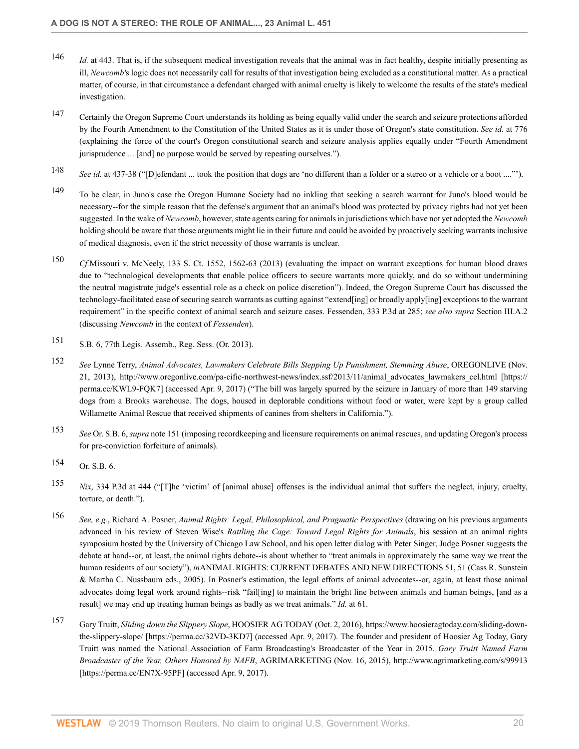146 *Id.* at 443. That is, if the subsequent medical investigation reveals that the animal was in fact healthy, despite initially presenting as ill, *Newcomb'*s logic does not necessarily call for results of that investigation being excluded as a constitutional matter. As a practical matter, of course, in that circumstance a defendant charged with animal cruelty is likely to welcome the results of the state's medical investigation.

147 Certainly the Oregon Supreme Court understands its holding as being equally valid under the search and seizure protections afforded by the Fourth Amendment to the Constitution of the United States as it is under those of Oregon's state constitution. *See id.* at 776 (explaining the force of the court's Oregon constitutional search and seizure analysis applies equally under "Fourth Amendment jurisprudence ... [and] no purpose would be served by repeating ourselves.").

148 *See id.* at 437-38 ("[D]efendant ... took the position that dogs are 'no different than a folder or a stereo or a vehicle or a boot ....'").

149 To be clear, in Juno's case the Oregon Humane Society had no inkling that seeking a search warrant for Juno's blood would be necessary--for the simple reason that the defense's argument that an animal's blood was protected by privacy rights had not yet been suggested. In the wake of *Newcomb*, however, state agents caring for animals in jurisdictions which have not yet adopted the *Newcomb* holding should be aware that those arguments might lie in their future and could be avoided by proactively seeking warrants inclusive of medical diagnosis, even if the strict necessity of those warrants is unclear.

150 *Cf.* Missouri v. McNeely, 133 S. Ct. 1552, 1562-63 (2013) (evaluating the impact on warrant exceptions for human blood draws due to "technological developments that enable police officers to secure warrants more quickly, and do so without undermining the neutral magistrate judge's essential role as a check on police discretion"). Indeed, the Oregon Supreme Court has discussed the technology-facilitated ease of securing search warrants as cutting against "extend[ing] or broadly apply[ing] exceptions to the warrant requirement" in the specific context of animal search and seizure cases. Fessenden, 333 P.3d at 285; *see also supra* Section III.A.2 (discussing *Newcomb* in the context of *Fessenden*).

151 S.B. 6, 77th Legis. Assemb., Reg. Sess. (Or. 2013).

152 *See* Lynne Terry, *Animal Advocates, Lawmakers Celebrate Bills Stepping Up Punishment, Stemming Abuse*, OREGONLIVE (Nov. 21, 2013), http://www.oregonlive.com/pa-cific-northwest-news/index.ssf/2013/11/animal_advocates_lawmakers_cel.html [https://perma.cc/KWL9-FQK7] (accessed Apr. 9, 2017) ("The bill was largely spurred by the seizure in January of more than 149 starving dogs from a Brooks warehouse. The dogs, housed in deplorable conditions without food or water, were kept by a group called Willamette Animal Rescue that received shipments of canines from shelters in California.").

153 *See* Or. S.B. 6, *supra* note 151 (imposing recordkeeping and licensure requirements on animal rescues, and updating Oregon's process for pre-conviction forfeiture of animals).

154 Or. S.B. 6.

155 *Nix*, 334 P.3d at 444 ("[T]he 'victim' of [animal abuse] offenses is the individual animal that suffers the neglect, injury, cruelty, torture, or death.").

156 *See, e.g.*, Richard A. Posner, *Animal Rights: Legal, Philosophical, and Pragmatic Perspectives* (drawing on his previous arguments advanced in his review of Steven Wise's *Rattling the Cage: Toward Legal Rights for Animals*, his session at an animal rights symposium hosted by the University of Chicago Law School, and his open letter dialog with Peter Singer, Judge Posner suggests the debate at hand--or, at least, the animal rights debate--is about whether to "treat animals in approximately the same way we treat the human residents of our society"), *in* ANIMAL RIGHTS: CURRENT DEBATES AND NEW DIRECTIONS 51, 51 (Cass R. Sunstein & Martha C. Nussbaum eds., 2005). In Posner's estimation, the legal efforts of animal advocates--or, again, at least those animal advocates doing legal work around rights--risk "fail[ing] to maintain the bright line between animals and human beings, [and as a result] we may end up treating human beings as badly as we treat animals." *Id.* at 61.

157 Gary Truitt, *Sliding down the Slippery Slope*, HOOSIER AG TODAY (Oct. 2, 2016), https://www.hoosieragtoday.com/sliding-down-the-slippery-slope/ [https://perma.cc/32VD-3KD7] (accessed Apr. 9, 2017). The founder and president of Hoosier Ag Today, Gary Truitt was named the National Association of Farm Broadcasting's Broadcaster of the Year in 2015. *Gary Truitt Named Farm Broadcaster of the Year, Others Honored by NAFB*, AGRIMARKETING (Nov. 16, 2015), http://www.agrimarketing.com/s/99913 [https://perma.cc/EN7X-95PF] (accessed Apr. 9, 2017).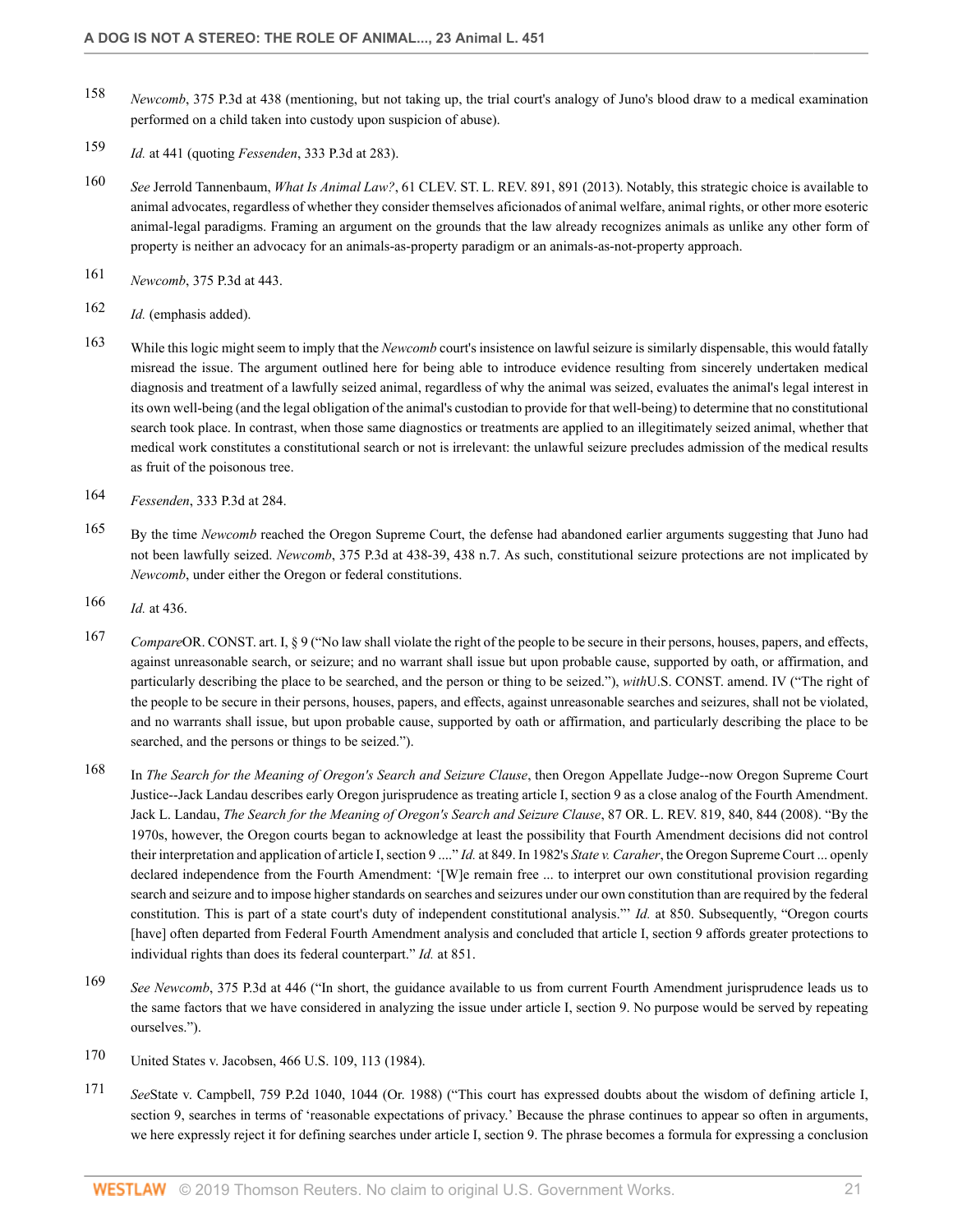158 *Newcomb*, 375 P.3d at 438 (mentioning, but not taking up, the trial court's analogy of Juno's blood draw to a medical examination performed on a child taken into custody upon suspicion of abuse).

159 *Id.* at 441 (quoting *Fessenden*, 333 P.3d at 283).

160 *See* Jerrold Tannenbaum, *What Is Animal Law?*, 61 CLEV. ST. L. REV. 891, 891 (2013). Notably, this strategic choice is available to animal advocates, regardless of whether they consider themselves aficionados of animal welfare, animal rights, or other more esoteric animal-legal paradigms. Framing an argument on the grounds that the law already recognizes animals as unlike any other form of property is neither an advocacy for an animals-as-property paradigm or an animals-as-not-property approach.

161 *Newcomb*, 375 P.3d at 443.

162 *Id.* (emphasis added).

163 While this logic might seem to imply that the *Newcomb* court's insistence on lawful seizure is similarly dispensable, this would fatally misread the issue. The argument outlined here for being able to introduce evidence resulting from sincerely undertaken medical diagnosis and treatment of a lawfully seized animal, regardless of why the animal was seized, evaluates the animal's legal interest in its own well-being (and the legal obligation of the animal's custodian to provide for that well-being) to determine that no constitutional search took place. In contrast, when those same diagnostics or treatments are applied to an illegitimately seized animal, whether that medical work constitutes a constitutional search or not is irrelevant: the unlawful seizure precludes admission of the medical results as fruit of the poisonous tree.

164 *Fessenden*, 333 P.3d at 284.

165 By the time *Newcomb* reached the Oregon Supreme Court, the defense had abandoned earlier arguments suggesting that Juno had not been lawfully seized. *Newcomb*, 375 P.3d at 438-39, 438 n.7. As such, constitutional seizure protections are not implicated by *Newcomb*, under either the Oregon or federal constitutions.

166 *Id.* at 436.

167 *Compare*OR. CONST. art. I, § 9 ("No law shall violate the right of the people to be secure in their persons, houses, papers, and effects, against unreasonable search, or seizure; and no warrant shall issue but upon probable cause, supported by oath, or affirmation, and particularly describing the place to be searched, and the person or thing to be seized."), *with*U.S. CONST. amend. IV ("The right of the people to be secure in their persons, houses, papers, and effects, against unreasonable searches and seizures, shall not be violated, and no warrants shall issue, but upon probable cause, supported by oath or affirmation, and particularly describing the place to be searched, and the persons or things to be seized.").

168 In *The Search for the Meaning of Oregon's Search and Seizure Clause*, then Oregon Appellate Judge--now Oregon Supreme Court Justice--Jack Landau describes early Oregon jurisprudence as treating article I, section 9 as a close analog of the Fourth Amendment. Jack L. Landau, *The Search for the Meaning of Oregon's Search and Seizure Clause*, 87 OR. L. REV. 819, 840, 844 (2008). "By the 1970s, however, the Oregon courts began to acknowledge at least the possibility that Fourth Amendment decisions did not control their interpretation and application of article I, section 9 ...." *Id.* at 849. In 1982's *State v. Caraher*, the Oregon Supreme Court ... openly declared independence from the Fourth Amendment: '[W]e remain free ... to interpret our own constitutional provision regarding search and seizure and to impose higher standards on searches and seizures under our own constitution than are required by the federal constitution. This is part of a state court's duty of independent constitutional analysis."' *Id.* at 850. Subsequently, "Oregon courts [have] often departed from Federal Fourth Amendment analysis and concluded that article I, section 9 affords greater protections to individual rights than does its federal counterpart." *Id.* at 851.

169 *See Newcomb*, 375 P.3d at 446 ("In short, the guidance available to us from current Fourth Amendment jurisprudence leads us to the same factors that we have considered in analyzing the issue under article I, section 9. No purpose would be served by repeating ourselves.").

170 United States v. Jacobsen, 466 U.S. 109, 113 (1984).

171 *See*State v. Campbell, 759 P.2d 1040, 1044 (Or. 1988) ("This court has expressed doubts about the wisdom of defining article I, section 9, searches in terms of 'reasonable expectations of privacy.' Because the phrase continues to appear so often in arguments, we here expressly reject it for defining searches under article I, section 9. The phrase becomes a formula for expressing a conclusion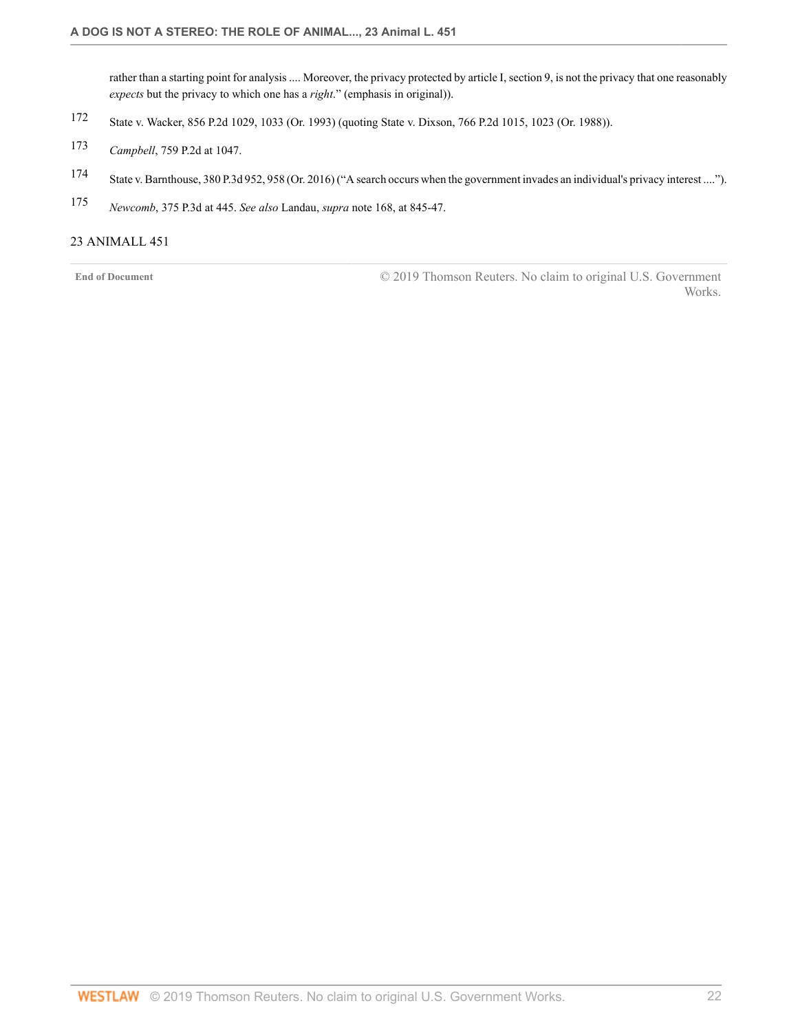rather than a starting point for analysis .... Moreover, the privacy protected by article I, section 9, is not the privacy that one reasonably *expects* but the privacy to which one has a *right*." (emphasis in original)).

172 State v. Wacker, 856 P.2d 1029, 1033 (Or. 1993) (quoting State v. Dixson, 766 P.2d 1015, 1023 (Or. 1988)).

173 *Campbell*, 759 P.2d at 1047.

174 State v. Barnthouse, 380 P.3d 952, 958 (Or. 2016) ("A search occurs when the government invades an individual's privacy interest ....").

175 *Newcomb*, 375 P.3d at 445. *See also* Landau, *supra* note 168, at 845-47.

23 ANIMALL 451

**End of Document** © 2019 Thomson Reuters. No claim to original U.S. Government Works.